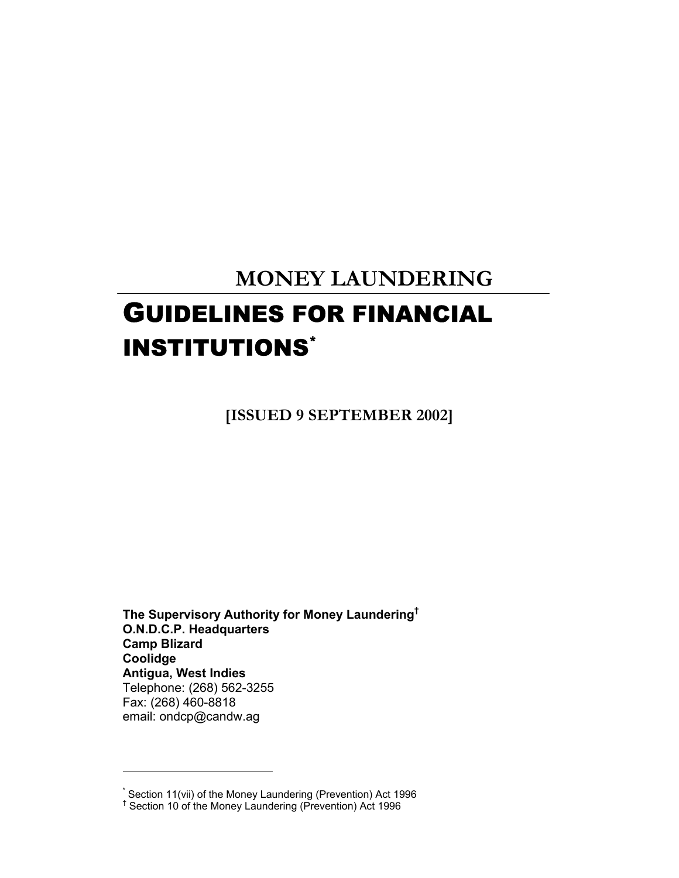# MONEY LAUNDERING

# GUIDELINES FOR FINANCIAL INSTITUTIONS*

**[ISSUED 9 SEPTEMBER 2002]**

**The Supervisory Authority for Money Laundering†**
**O.N.D.C.P. Headquarters**
**Camp Blizard**
**Coolidge**
**Antigua, West Indies**
Telephone: (268) 562-3255
Fax: (268) 460-8818
email: ondcp@candw.ag

---

* Section 11(vii) of the Money Laundering (Prevention) Act 1996

† Section 10 of the Money Laundering (Prevention) Act 1996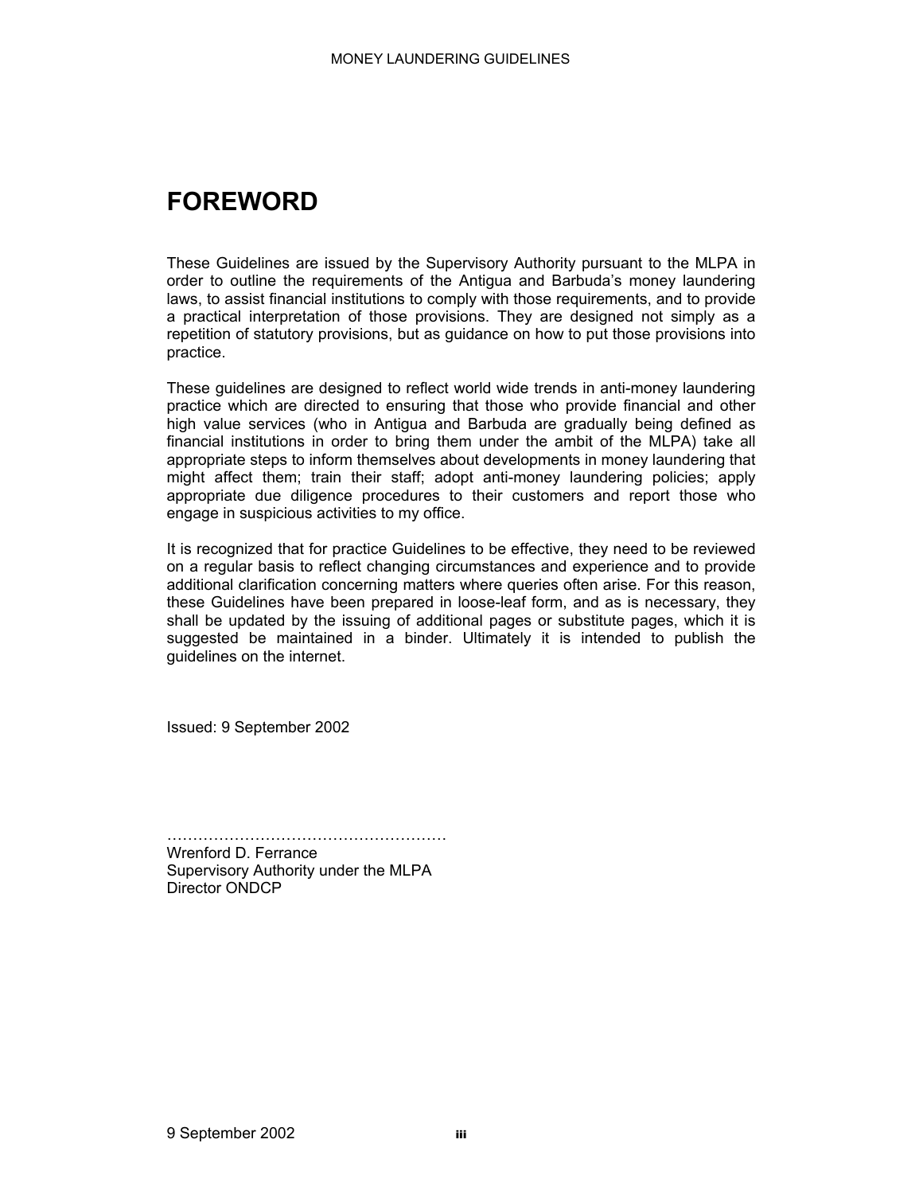# FOREWORD

These Guidelines are issued by the Supervisory Authority pursuant to the MLPA in order to outline the requirements of the Antigua and Barbuda's money laundering laws, to assist financial institutions to comply with those requirements, and to provide a practical interpretation of those provisions. They are designed not simply as a repetition of statutory provisions, but as guidance on how to put those provisions into practice.

These guidelines are designed to reflect world wide trends in anti-money laundering practice which are directed to ensuring that those who provide financial and other high value services (who in Antigua and Barbuda are gradually being defined as financial institutions in order to bring them under the ambit of the MLPA) take all appropriate steps to inform themselves about developments in money laundering that might affect them; train their staff; adopt anti-money laundering policies; apply appropriate due diligence procedures to their customers and report those who engage in suspicious activities to my office.

It is recognized that for practice Guidelines to be effective, they need to be reviewed on a regular basis to reflect changing circumstances and experience and to provide additional clarification concerning matters where queries often arise. For this reason, these Guidelines have been prepared in loose-leaf form, and as is necessary, they shall be updated by the issuing of additional pages or substitute pages, which it is suggested be maintained in a binder. Ultimately it is intended to publish the guidelines on the internet.

Issued: 9 September 2002

………………………………………………
Wrenford D. Ferrance
Supervisory Authority under the MLPA
Director ONDCP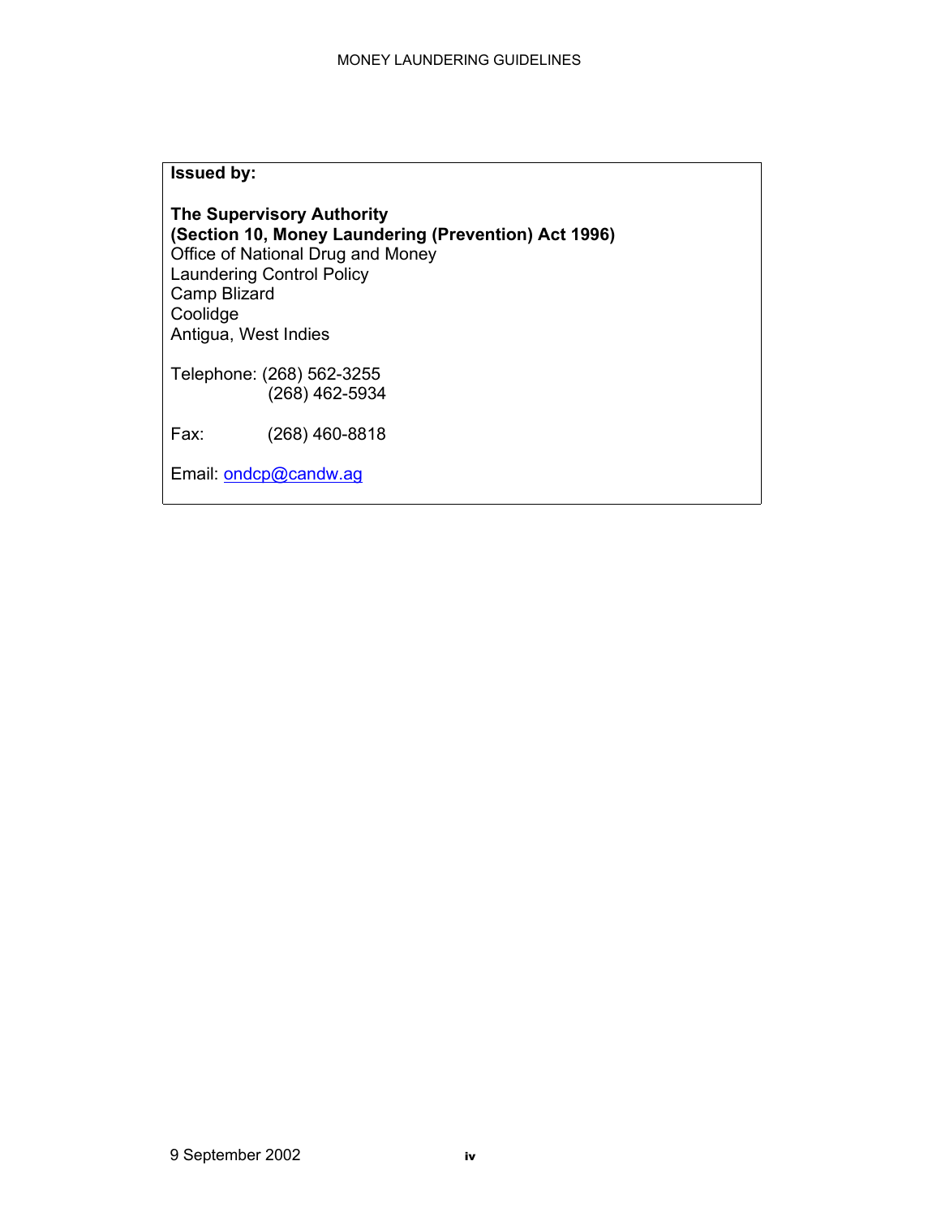**Issued by:**

**The Supervisory Authority**
**(Section 10, Money Laundering (Prevention) Act 1996)**
Office of National Drug and Money
Laundering Control Policy
Camp Blizard
Coolidge
Antigua, West Indies

Telephone: (268) 562-3255
(268) 462-5934

Fax: (268) 460-8818

Email: ondcp@candw.ag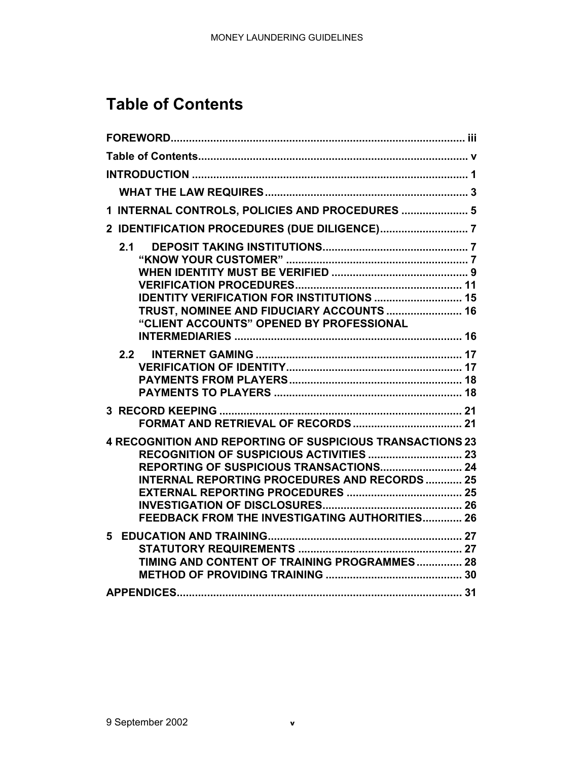# Table of Contents

| | |
|---|---|
| **FOREWORD** | **iii** |
| **Table of Contents** | **v** |
| **INTRODUCTION** | **1** |
| **WHAT THE LAW REQUIRES** | **3** |
| **1 INTERNAL CONTROLS, POLICIES AND PROCEDURES** | **5** |
| **2 IDENTIFICATION PROCEDURES (DUE DILIGENCE)** | **7** |
| **2.1 DEPOSIT TAKING INSTITUTIONS** | **7** |
| **"KNOW YOUR CUSTOMER"** | **7** |
| **WHEN IDENTITY MUST BE VERIFIED** | **9** |
| **VERIFICATION PROCEDURES** | **11** |
| **IDENTITY VERIFICATION FOR INSTITUTIONS** | **15** |
| **TRUST, NOMINEE AND FIDUCIARY ACCOUNTS** | **16** |
| **"CLIENT ACCOUNTS" OPENED BY PROFESSIONAL INTERMEDIARIES** | **16** |
| **2.2 INTERNET GAMING** | **17** |
| **VERIFICATION OF IDENTITY** | **17** |
| **PAYMENTS FROM PLAYERS** | **18** |
| **PAYMENTS TO PLAYERS** | **18** |
| **3 RECORD KEEPING** | **21** |
| **FORMAT AND RETRIEVAL OF RECORDS** | **21** |
| **4 RECOGNITION AND REPORTING OF SUSPICIOUS TRANSACTIONS** | **23** |
| **RECOGNITION OF SUSPICIOUS ACTIVITIES** | **23** |
| **REPORTING OF SUSPICIOUS TRANSACTIONS** | **24** |
| **INTERNAL REPORTING PROCEDURES AND RECORDS** | **25** |
| **EXTERNAL REPORTING PROCEDURES** | **25** |
| **INVESTIGATION OF DISCLOSURES** | **26** |
| **FEEDBACK FROM THE INVESTIGATING AUTHORITIES** | **26** |
| **5 EDUCATION AND TRAINING** | **27** |
| **STATUTORY REQUIREMENTS** | **27** |
| **TIMING AND CONTENT OF TRAINING PROGRAMMES** | **28** |
| **METHOD OF PROVIDING TRAINING** | **30** |
| **APPENDICES** | **31** |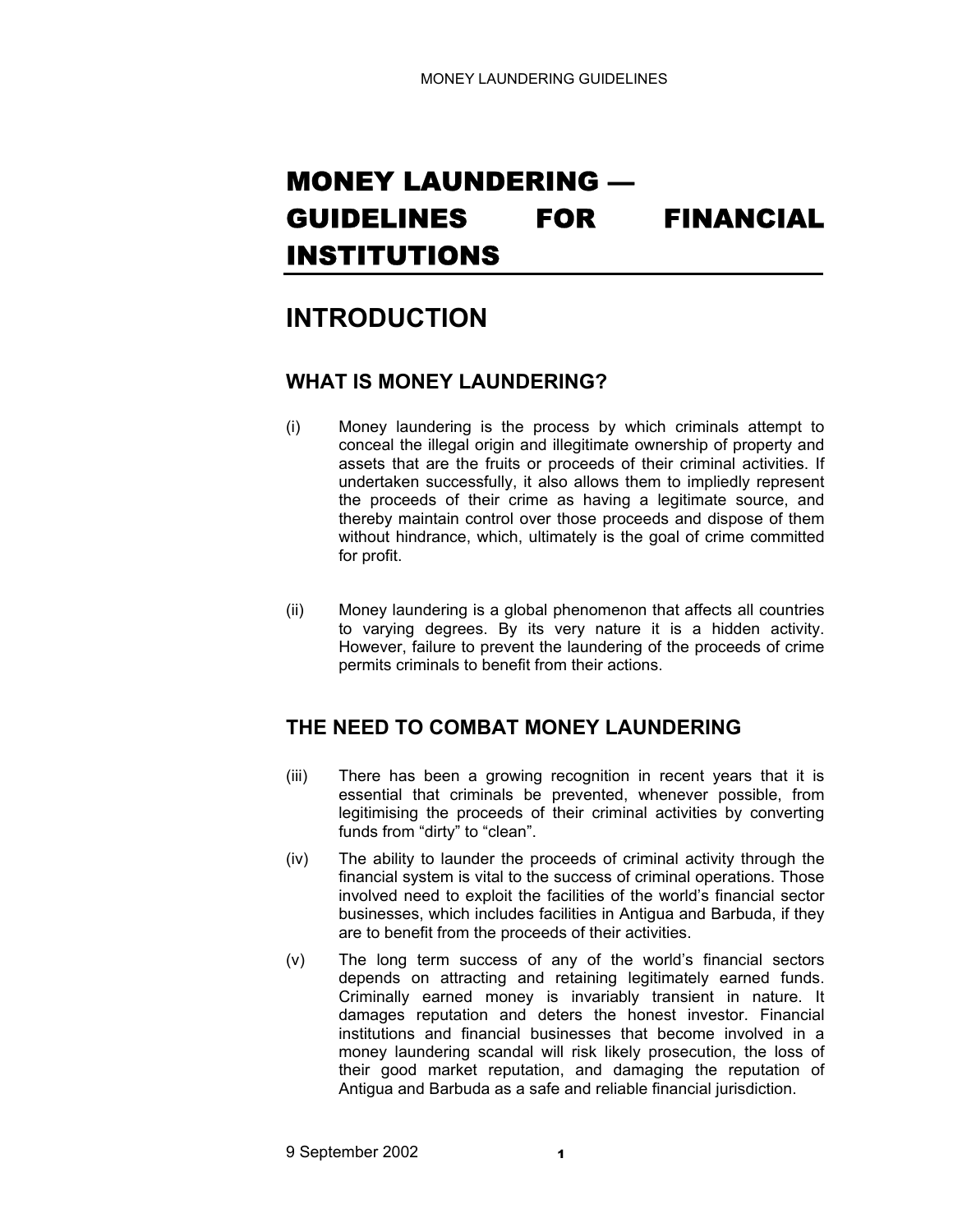# MONEY LAUNDERING — GUIDELINES FOR FINANCIAL INSTITUTIONS

## INTRODUCTION

### WHAT IS MONEY LAUNDERING?

(i) Money laundering is the process by which criminals attempt to conceal the illegal origin and illegitimate ownership of property and assets that are the fruits or proceeds of their criminal activities. If undertaken successfully, it also allows them to impliedly represent the proceeds of their crime as having a legitimate source, and thereby maintain control over those proceeds and dispose of them without hindrance, which, ultimately is the goal of crime committed for profit.

(ii) Money laundering is a global phenomenon that affects all countries to varying degrees. By its very nature it is a hidden activity. However, failure to prevent the laundering of the proceeds of crime permits criminals to benefit from their actions.

### THE NEED TO COMBAT MONEY LAUNDERING

(iii) There has been a growing recognition in recent years that it is essential that criminals be prevented, whenever possible, from legitimising the proceeds of their criminal activities by converting funds from "dirty" to "clean".

(iv) The ability to launder the proceeds of criminal activity through the financial system is vital to the success of criminal operations. Those involved need to exploit the facilities of the world's financial sector businesses, which includes facilities in Antigua and Barbuda, if they are to benefit from the proceeds of their activities.

(v) The long term success of any of the world's financial sectors depends on attracting and retaining legitimately earned funds. Criminally earned money is invariably transient in nature. It damages reputation and deters the honest investor. Financial institutions and financial businesses that become involved in a money laundering scandal will risk likely prosecution, the loss of their good market reputation, and damaging the reputation of Antigua and Barbuda as a safe and reliable financial jurisdiction.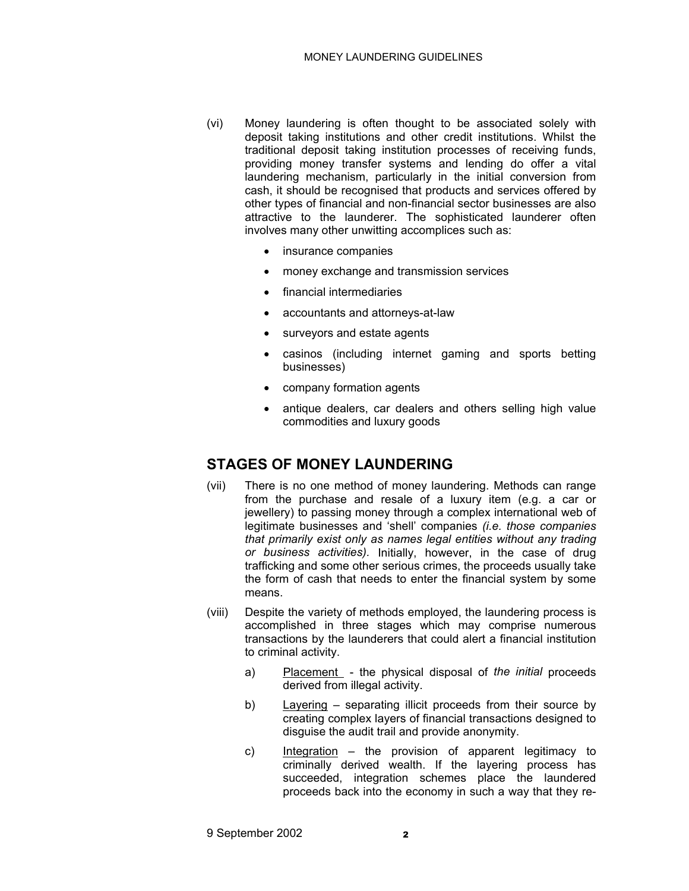(vi) Money laundering is often thought to be associated solely with deposit taking institutions and other credit institutions. Whilst the traditional deposit taking institution processes of receiving funds, providing money transfer systems and lending do offer a vital laundering mechanism, particularly in the initial conversion from cash, it should be recognised that products and services offered by other types of financial and non-financial sector businesses are also attractive to the launderer. The sophisticated launderer often involves many other unwitting accomplices such as:

- insurance companies
- money exchange and transmission services
- financial intermediaries
- accountants and attorneys-at-law
- surveyors and estate agents
- casinos (including internet gaming and sports betting businesses)
- company formation agents
- antique dealers, car dealers and others selling high value commodities and luxury goods

## STAGES OF MONEY LAUNDERING

(vii) There is no one method of money laundering. Methods can range from the purchase and resale of a luxury item (e.g. a car or jewellery) to passing money through a complex international web of legitimate businesses and 'shell' companies *(i.e. those companies that primarily exist only as names legal entities without any trading or business activities).* Initially, however, in the case of drug trafficking and some other serious crimes, the proceeds usually take the form of cash that needs to enter the financial system by some means.

(viii) Despite the variety of methods employed, the laundering process is accomplished in three stages which may comprise numerous transactions by the launderers that could alert a financial institution to criminal activity.

a) Placement - the physical disposal of *the initial* proceeds derived from illegal activity.

b) Layering – separating illicit proceeds from their source by creating complex layers of financial transactions designed to disguise the audit trail and provide anonymity.

c) Integration – the provision of apparent legitimacy to criminally derived wealth. If the layering process has succeeded, integration schemes place the laundered proceeds back into the economy in such a way that they re-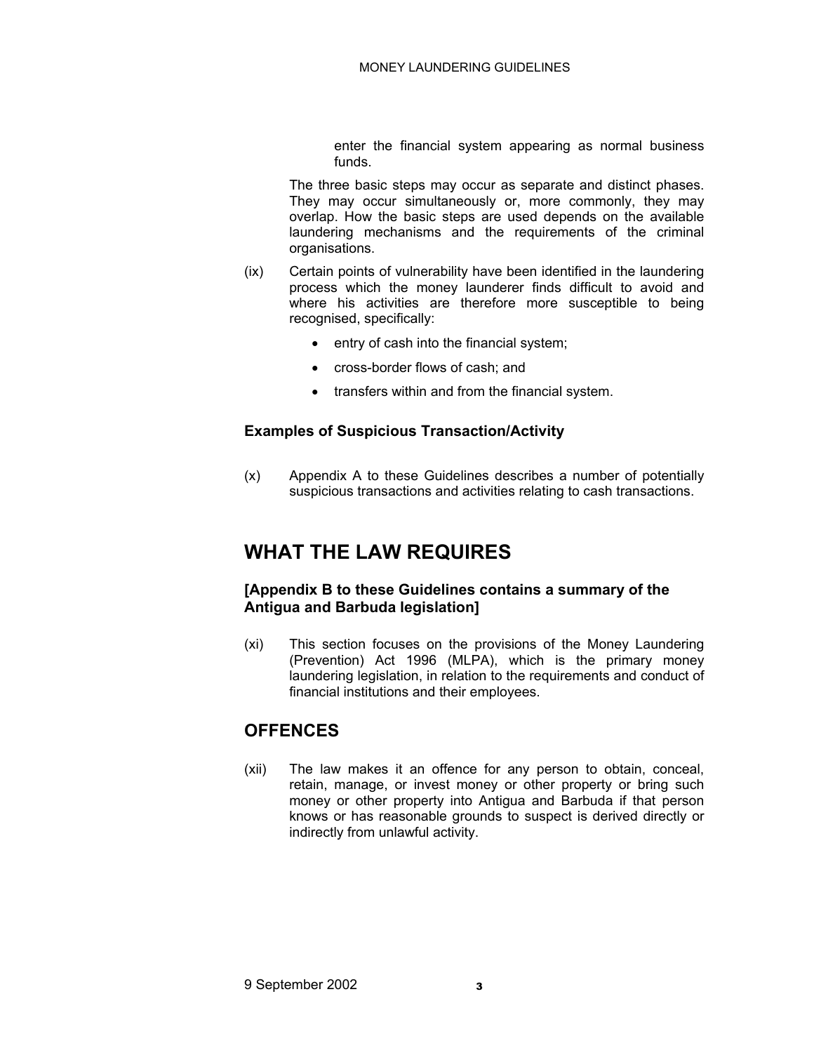enter the financial system appearing as normal business funds.

The three basic steps may occur as separate and distinct phases. They may occur simultaneously or, more commonly, they may overlap. How the basic steps are used depends on the available laundering mechanisms and the requirements of the criminal organisations.

(ix) Certain points of vulnerability have been identified in the laundering process which the money launderer finds difficult to avoid and where his activities are therefore more susceptible to being recognised, specifically:

- entry of cash into the financial system;
- cross-border flows of cash; and
- transfers within and from the financial system.

### Examples of Suspicious Transaction/Activity

(x) Appendix A to these Guidelines describes a number of potentially suspicious transactions and activities relating to cash transactions.

## WHAT THE LAW REQUIRES

### [Appendix B to these Guidelines contains a summary of the Antigua and Barbuda legislation]

(xi) This section focuses on the provisions of the Money Laundering (Prevention) Act 1996 (MLPA), which is the primary money laundering legislation, in relation to the requirements and conduct of financial institutions and their employees.

## OFFENCES

(xii) The law makes it an offence for any person to obtain, conceal, retain, manage, or invest money or other property or bring such money or other property into Antigua and Barbuda if that person knows or has reasonable grounds to suspect is derived directly or indirectly from unlawful activity.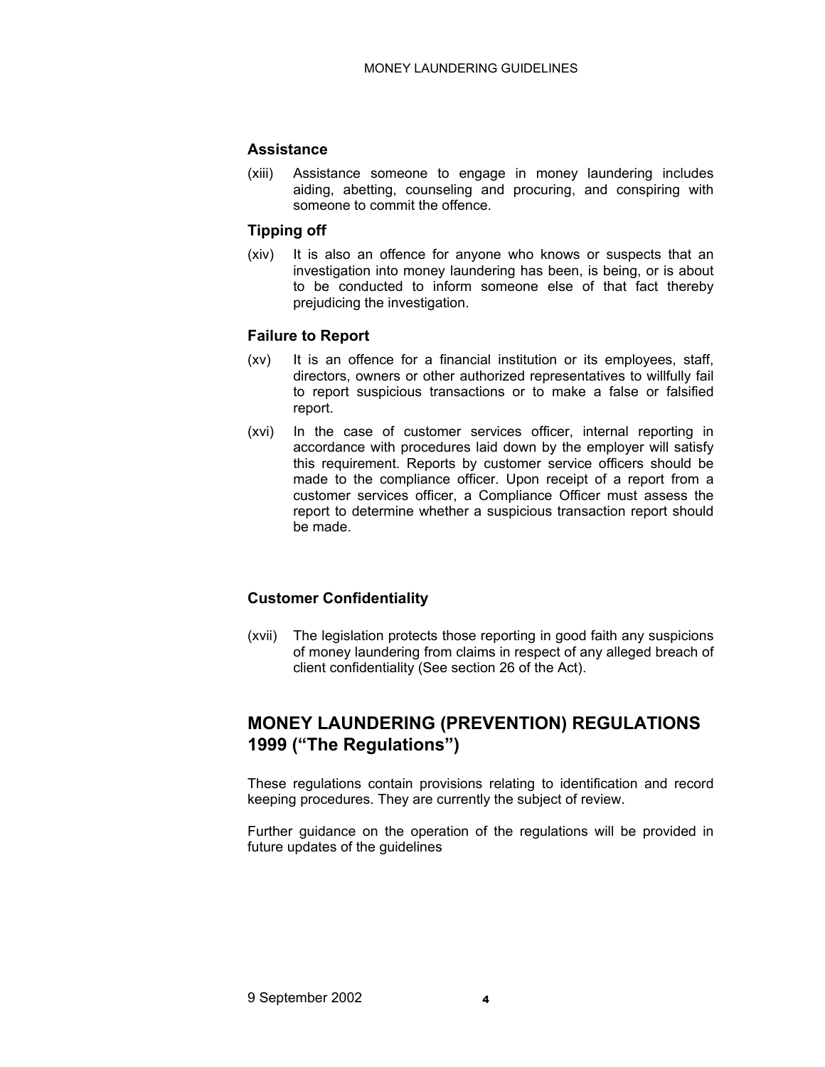### Assistance

(xiii) Assistance someone to engage in money laundering includes aiding, abetting, counseling and procuring, and conspiring with someone to commit the offence.

### Tipping off

(xiv) It is also an offence for anyone who knows or suspects that an investigation into money laundering has been, is being, or is about to be conducted to inform someone else of that fact thereby prejudicing the investigation.

### Failure to Report

(xv) It is an offence for a financial institution or its employees, staff, directors, owners or other authorized representatives to willfully fail to report suspicious transactions or to make a false or falsified report.

(xvi) In the case of customer services officer, internal reporting in accordance with procedures laid down by the employer will satisfy this requirement. Reports by customer service officers should be made to the compliance officer. Upon receipt of a report from a customer services officer, a Compliance Officer must assess the report to determine whether a suspicious transaction report should be made.

### Customer Confidentiality

(xvii) The legislation protects those reporting in good faith any suspicions of money laundering from claims in respect of any alleged breach of client confidentiality (See section 26 of the Act).

## MONEY LAUNDERING (PREVENTION) REGULATIONS 1999 ("The Regulations")

These regulations contain provisions relating to identification and record keeping procedures. They are currently the subject of review.

Further guidance on the operation of the regulations will be provided in future updates of the guidelines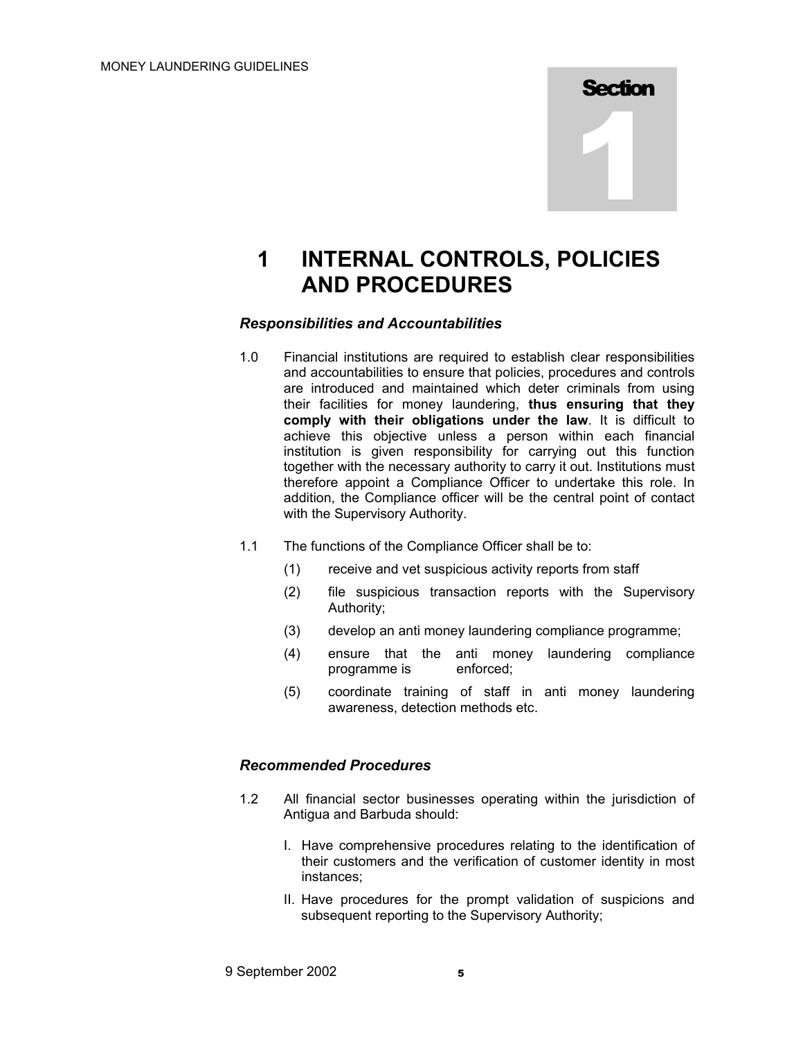Section 1

# 1 INTERNAL CONTROLS, POLICIES AND PROCEDURES

### *Responsibilities and Accountabilities*

1.0 Financial institutions are required to establish clear responsibilities and accountabilities to ensure that policies, procedures and controls are introduced and maintained which deter criminals from using their facilities for money laundering, **thus ensuring that they comply with their obligations under the law**. It is difficult to achieve this objective unless a person within each financial institution is given responsibility for carrying out this function together with the necessary authority to carry it out. Institutions must therefore appoint a Compliance Officer to undertake this role. In addition, the Compliance officer will be the central point of contact with the Supervisory Authority.

1.1 The functions of the Compliance Officer shall be to:

(1) receive and vet suspicious activity reports from staff

(2) file suspicious transaction reports with the Supervisory Authority;

(3) develop an anti money laundering compliance programme;

(4) ensure that the anti money laundering compliance programme is enforced;

(5) coordinate training of staff in anti money laundering awareness, detection methods etc.

### *Recommended Procedures*

1.2 All financial sector businesses operating within the jurisdiction of Antigua and Barbuda should:

I. Have comprehensive procedures relating to the identification of their customers and the verification of customer identity in most instances;

II. Have procedures for the prompt validation of suspicions and subsequent reporting to the Supervisory Authority;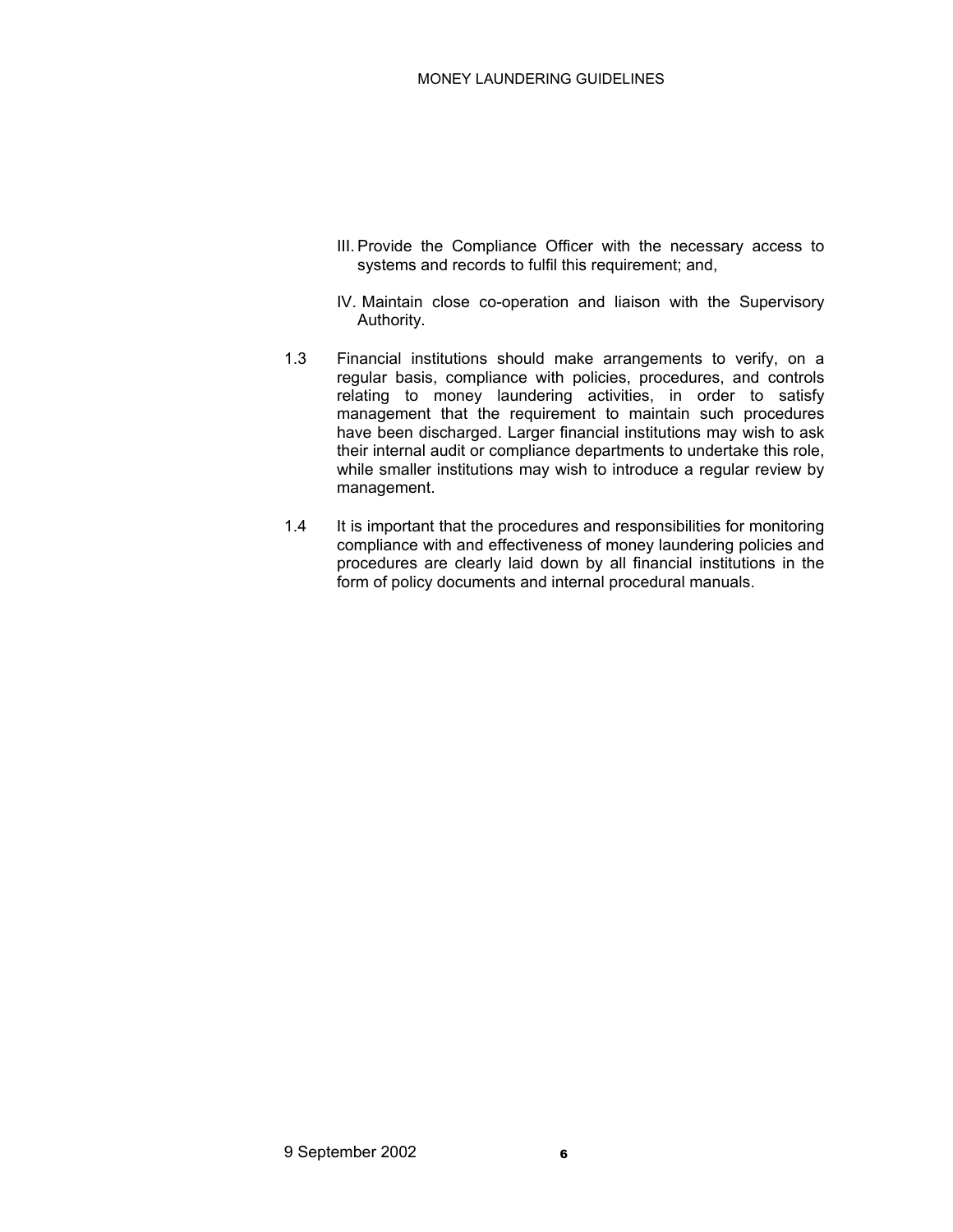III. Provide the Compliance Officer with the necessary access to systems and records to fulfil this requirement; and,

IV. Maintain close co-operation and liaison with the Supervisory Authority.

1.3 Financial institutions should make arrangements to verify, on a regular basis, compliance with policies, procedures, and controls relating to money laundering activities, in order to satisfy management that the requirement to maintain such procedures have been discharged. Larger financial institutions may wish to ask their internal audit or compliance departments to undertake this role, while smaller institutions may wish to introduce a regular review by management.

1.4 It is important that the procedures and responsibilities for monitoring compliance with and effectiveness of money laundering policies and procedures are clearly laid down by all financial institutions in the form of policy documents and internal procedural manuals.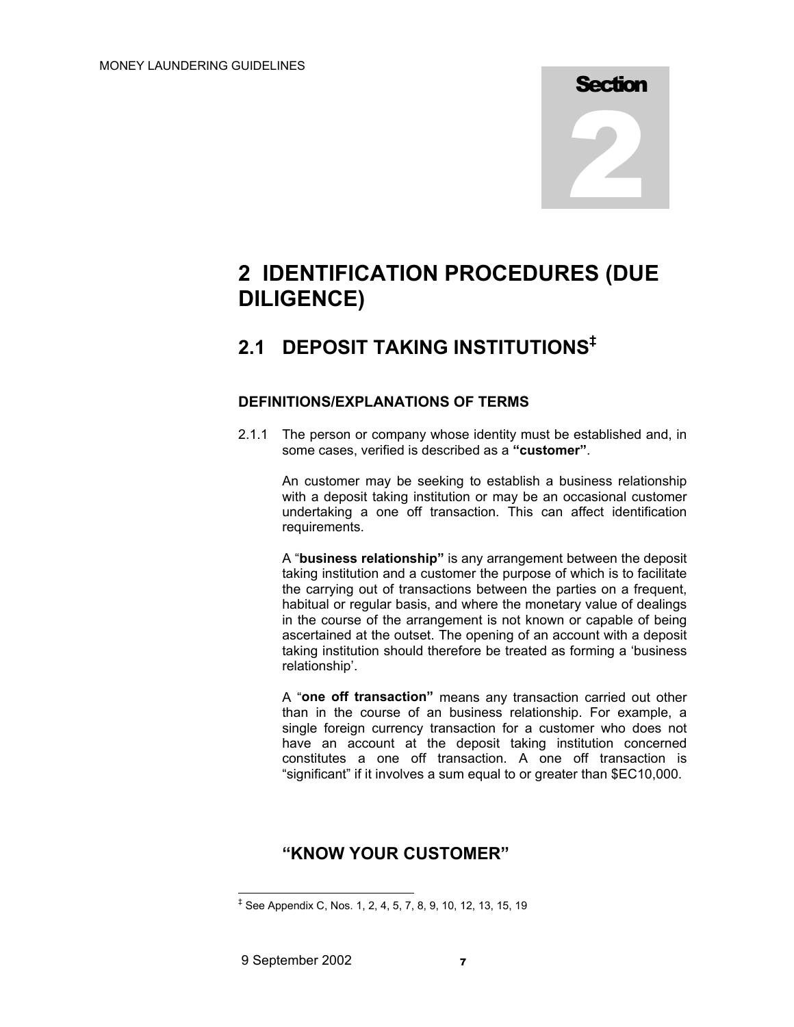# Section 2

# 2 IDENTIFICATION PROCEDURES (DUE DILIGENCE)

## 2.1 DEPOSIT TAKING INSTITUTIONS[‡]

### DEFINITIONS/EXPLANATIONS OF TERMS

2.1.1 The person or company whose identity must be established and, in some cases, verified is described as a **"customer"**.

An customer may be seeking to establish a business relationship with a deposit taking institution or may be an occasional customer undertaking a one off transaction. This can affect identification requirements.

A "**business relationship"** is any arrangement between the deposit taking institution and a customer the purpose of which is to facilitate the carrying out of transactions between the parties on a frequent, habitual or regular basis, and where the monetary value of dealings in the course of the arrangement is not known or capable of being ascertained at the outset. The opening of an account with a deposit taking institution should therefore be treated as forming a 'business relationship'.

A "**one off transaction"** means any transaction carried out other than in the course of an business relationship. For example, a single foreign currency transaction for a customer who does not have an account at the deposit taking institution concerned constitutes a one off transaction. A one off transaction is "significant" if it involves a sum equal to or greater than $EC10,000.

### "KNOW YOUR CUSTOMER"

[‡] See Appendix C, Nos. 1, 2, 4, 5, 7, 8, 9, 10, 12, 13, 15, 19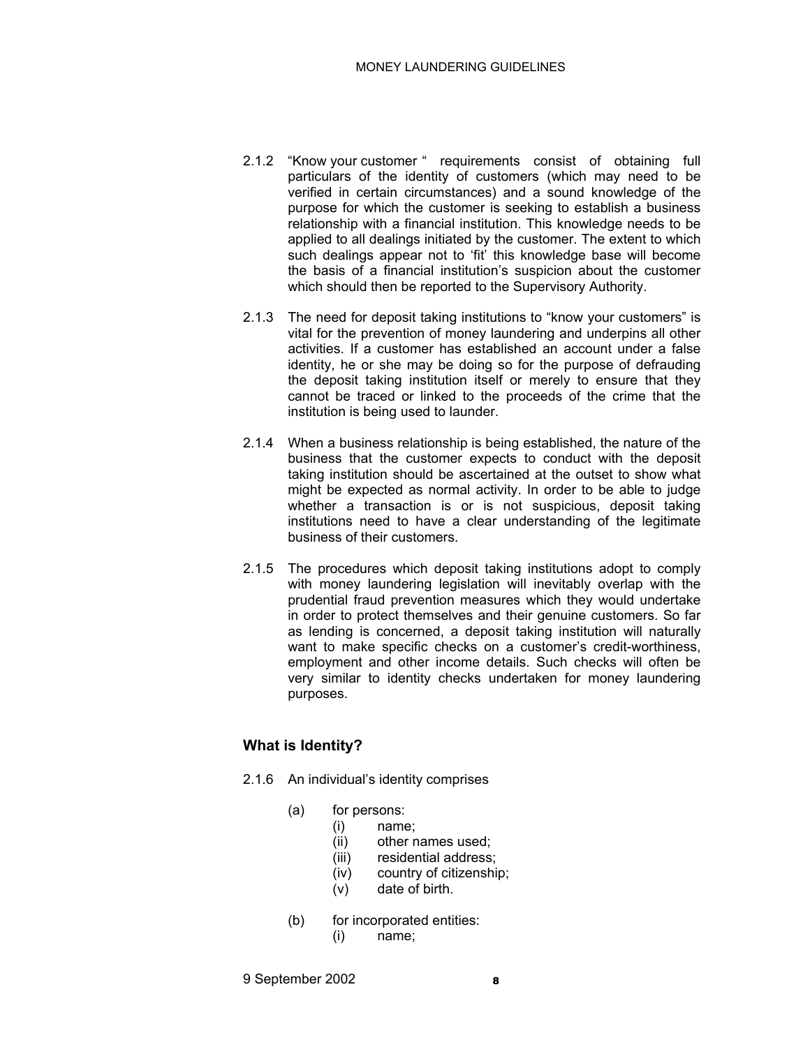2.1.2 "Know your customer " requirements consist of obtaining full particulars of the identity of customers (which may need to be verified in certain circumstances) and a sound knowledge of the purpose for which the customer is seeking to establish a business relationship with a financial institution. This knowledge needs to be applied to all dealings initiated by the customer. The extent to which such dealings appear not to 'fit' this knowledge base will become the basis of a financial institution's suspicion about the customer which should then be reported to the Supervisory Authority.

2.1.3 The need for deposit taking institutions to "know your customers" is vital for the prevention of money laundering and underpins all other activities. If a customer has established an account under a false identity, he or she may be doing so for the purpose of defrauding the deposit taking institution itself or merely to ensure that they cannot be traced or linked to the proceeds of the crime that the institution is being used to launder.

2.1.4 When a business relationship is being established, the nature of the business that the customer expects to conduct with the deposit taking institution should be ascertained at the outset to show what might be expected as normal activity. In order to be able to judge whether a transaction is or is not suspicious, deposit taking institutions need to have a clear understanding of the legitimate business of their customers.

2.1.5 The procedures which deposit taking institutions adopt to comply with money laundering legislation will inevitably overlap with the prudential fraud prevention measures which they would undertake in order to protect themselves and their genuine customers. So far as lending is concerned, a deposit taking institution will naturally want to make specific checks on a customer's credit-worthiness, employment and other income details. Such checks will often be very similar to identity checks undertaken for money laundering purposes.

### What is Identity?

2.1.6 An individual's identity comprises

(a) for persons:
  (i) name;
  (ii) other names used;
  (iii) residential address;
  (iv) country of citizenship;
  (v) date of birth.

(b) for incorporated entities:
  (i) name;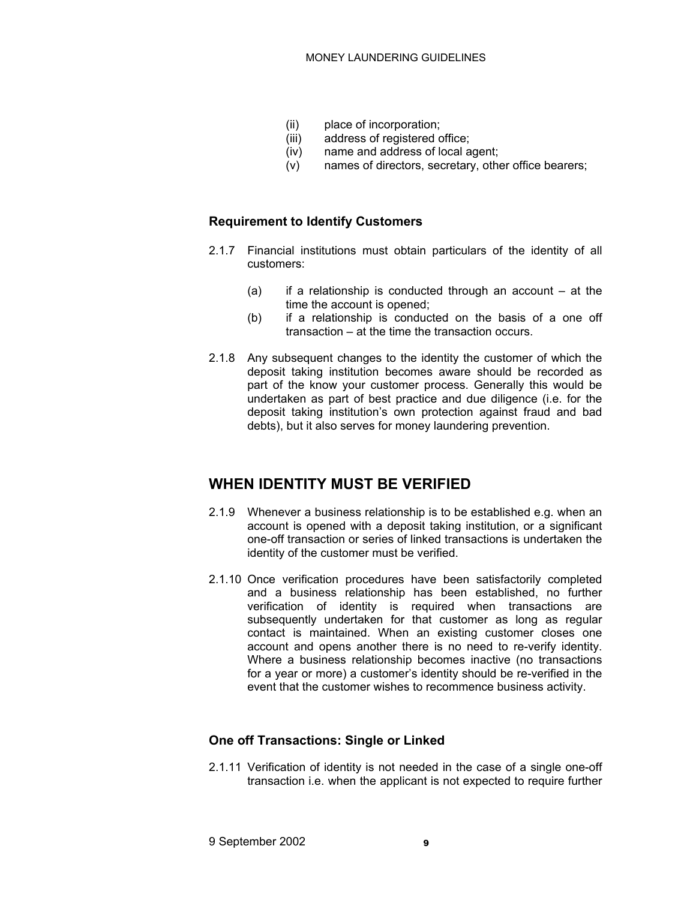(ii) place of incorporation;
(iii) address of registered office;
(iv) name and address of local agent;
(v) names of directors, secretary, other office bearers;

### Requirement to Identify Customers

2.1.7 Financial institutions must obtain particulars of the identity of all customers:

(a) if a relationship is conducted through an account – at the time the account is opened;
(b) if a relationship is conducted on the basis of a one off transaction – at the time the transaction occurs.

2.1.8 Any subsequent changes to the identity the customer of which the deposit taking institution becomes aware should be recorded as part of the know your customer process. Generally this would be undertaken as part of best practice and due diligence (i.e. for the deposit taking institution's own protection against fraud and bad debts), but it also serves for money laundering prevention.

## WHEN IDENTITY MUST BE VERIFIED

2.1.9 Whenever a business relationship is to be established e.g. when an account is opened with a deposit taking institution, or a significant one-off transaction or series of linked transactions is undertaken the identity of the customer must be verified.

2.1.10 Once verification procedures have been satisfactorily completed and a business relationship has been established, no further verification of identity is required when transactions are subsequently undertaken for that customer as long as regular contact is maintained. When an existing customer closes one account and opens another there is no need to re-verify identity. Where a business relationship becomes inactive (no transactions for a year or more) a customer's identity should be re-verified in the event that the customer wishes to recommence business activity.

### One off Transactions: Single or Linked

2.1.11 Verification of identity is not needed in the case of a single one-off transaction i.e. when the applicant is not expected to require further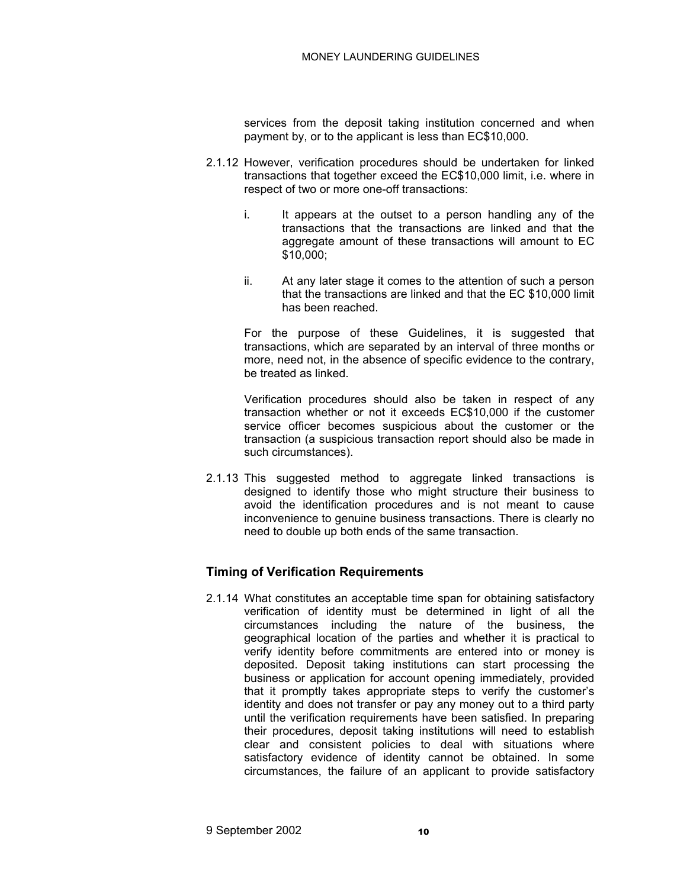services from the deposit taking institution concerned and when payment by, or to the applicant is less than EC$10,000.

2.1.12 However, verification procedures should be undertaken for linked transactions that together exceed the EC$10,000 limit, i.e. where in respect of two or more one-off transactions:

i. It appears at the outset to a person handling any of the transactions that the transactions are linked and that the aggregate amount of these transactions will amount to EC $10,000;

ii. At any later stage it comes to the attention of such a person that the transactions are linked and that the EC $10,000 limit has been reached.

For the purpose of these Guidelines, it is suggested that transactions, which are separated by an interval of three months or more, need not, in the absence of specific evidence to the contrary, be treated as linked.

Verification procedures should also be taken in respect of any transaction whether or not it exceeds EC$10,000 if the customer service officer becomes suspicious about the customer or the transaction (a suspicious transaction report should also be made in such circumstances).

2.1.13 This suggested method to aggregate linked transactions is designed to identify those who might structure their business to avoid the identification procedures and is not meant to cause inconvenience to genuine business transactions. There is clearly no need to double up both ends of the same transaction.

## Timing of Verification Requirements

2.1.14 What constitutes an acceptable time span for obtaining satisfactory verification of identity must be determined in light of all the circumstances including the nature of the business, the geographical location of the parties and whether it is practical to verify identity before commitments are entered into or money is deposited. Deposit taking institutions can start processing the business or application for account opening immediately, provided that it promptly takes appropriate steps to verify the customer's identity and does not transfer or pay any money out to a third party until the verification requirements have been satisfied. In preparing their procedures, deposit taking institutions will need to establish clear and consistent policies to deal with situations where satisfactory evidence of identity cannot be obtained. In some circumstances, the failure of an applicant to provide satisfactory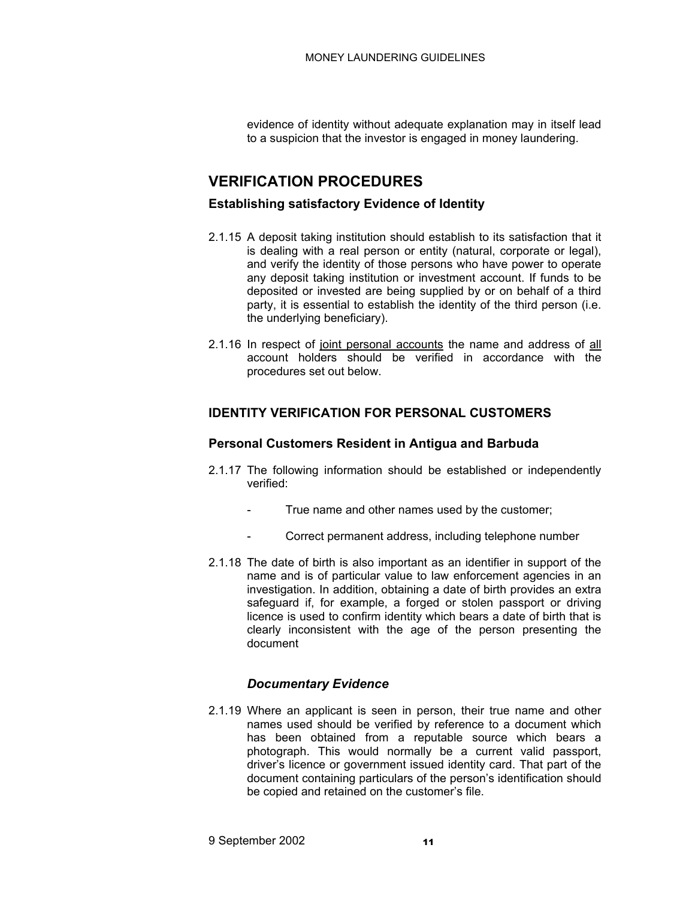evidence of identity without adequate explanation may in itself lead to a suspicion that the investor is engaged in money laundering.

## VERIFICATION PROCEDURES

### Establishing satisfactory Evidence of Identity

2.1.15 A deposit taking institution should establish to its satisfaction that it is dealing with a real person or entity (natural, corporate or legal), and verify the identity of those persons who have power to operate any deposit taking institution or investment account. If funds to be deposited or invested are being supplied by or on behalf of a third party, it is essential to establish the identity of the third person (i.e. the underlying beneficiary).

2.1.16 In respect of joint personal accounts the name and address of all account holders should be verified in accordance with the procedures set out below.

### IDENTITY VERIFICATION FOR PERSONAL CUSTOMERS

### Personal Customers Resident in Antigua and Barbuda

2.1.17 The following information should be established or independently verified:

- True name and other names used by the customer;
- Correct permanent address, including telephone number

2.1.18 The date of birth is also important as an identifier in support of the name and is of particular value to law enforcement agencies in an investigation. In addition, obtaining a date of birth provides an extra safeguard if, for example, a forged or stolen passport or driving licence is used to confirm identity which bears a date of birth that is clearly inconsistent with the age of the person presenting the document

#### *Documentary Evidence*

2.1.19 Where an applicant is seen in person, their true name and other names used should be verified by reference to a document which has been obtained from a reputable source which bears a photograph. This would normally be a current valid passport, driver's licence or government issued identity card. That part of the document containing particulars of the person's identification should be copied and retained on the customer's file.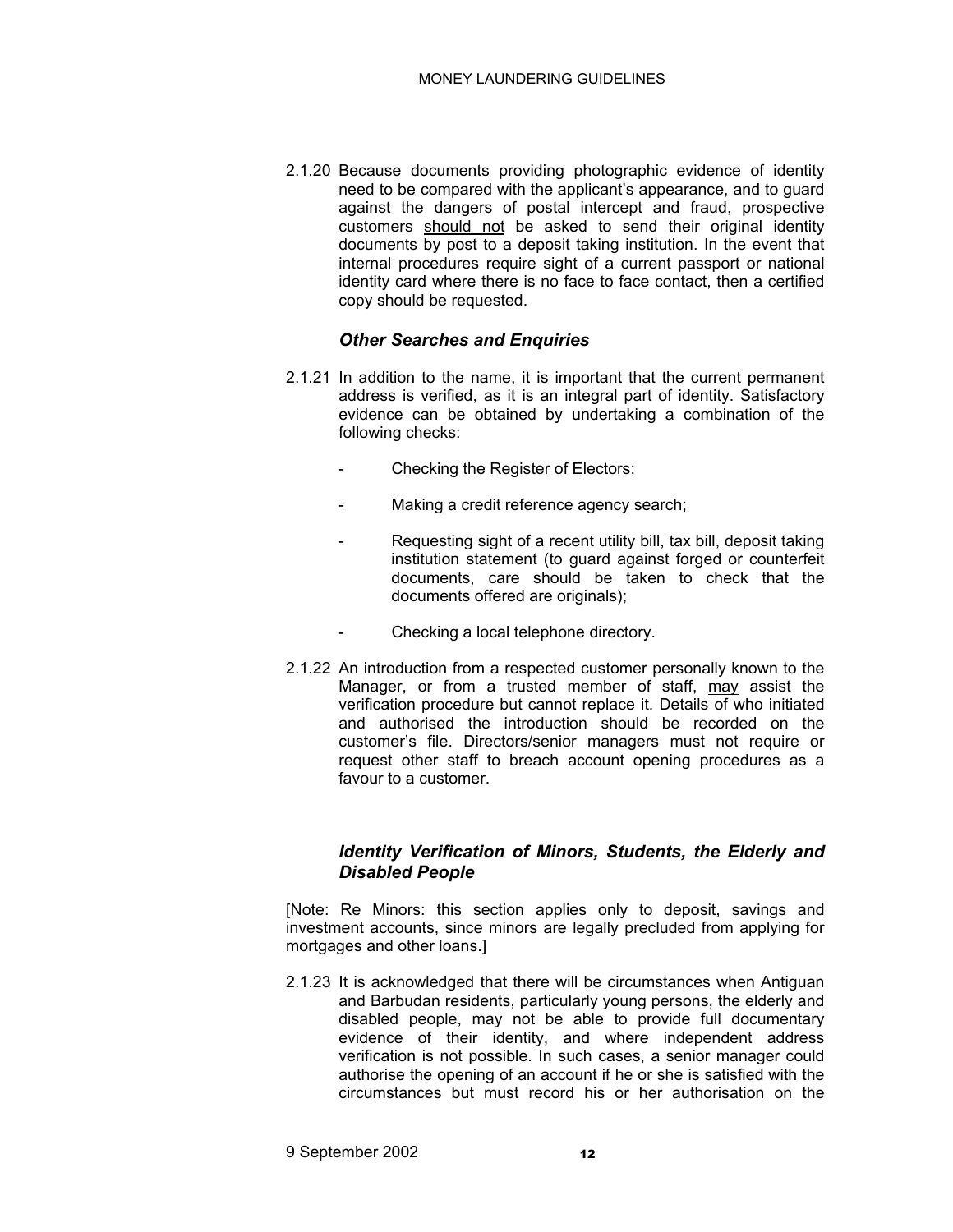2.1.20 Because documents providing photographic evidence of identity need to be compared with the applicant's appearance, and to guard against the dangers of postal intercept and fraud, prospective customers <u>should not</u> be asked to send their original identity documents by post to a deposit taking institution. In the event that internal procedures require sight of a current passport or national identity card where there is no face to face contact, then a certified copy should be requested.

### *Other Searches and Enquiries*

2.1.21 In addition to the name, it is important that the current permanent address is verified, as it is an integral part of identity. Satisfactory evidence can be obtained by undertaking a combination of the following checks:

- Checking the Register of Electors;
- Making a credit reference agency search;
- Requesting sight of a recent utility bill, tax bill, deposit taking institution statement (to guard against forged or counterfeit documents, care should be taken to check that the documents offered are originals);
- Checking a local telephone directory.

2.1.22 An introduction from a respected customer personally known to the Manager, or from a trusted member of staff, <u>may</u> assist the verification procedure but cannot replace it. Details of who initiated and authorised the introduction should be recorded on the customer's file. Directors/senior managers must not require or request other staff to breach account opening procedures as a favour to a customer.

### *Identity Verification of Minors, Students, the Elderly and Disabled People*

[Note: Re Minors: this section applies only to deposit, savings and investment accounts, since minors are legally precluded from applying for mortgages and other loans.]

2.1.23 It is acknowledged that there will be circumstances when Antiguan and Barbudan residents, particularly young persons, the elderly and disabled people, may not be able to provide full documentary evidence of their identity, and where independent address verification is not possible. In such cases, a senior manager could authorise the opening of an account if he or she is satisfied with the circumstances but must record his or her authorisation on the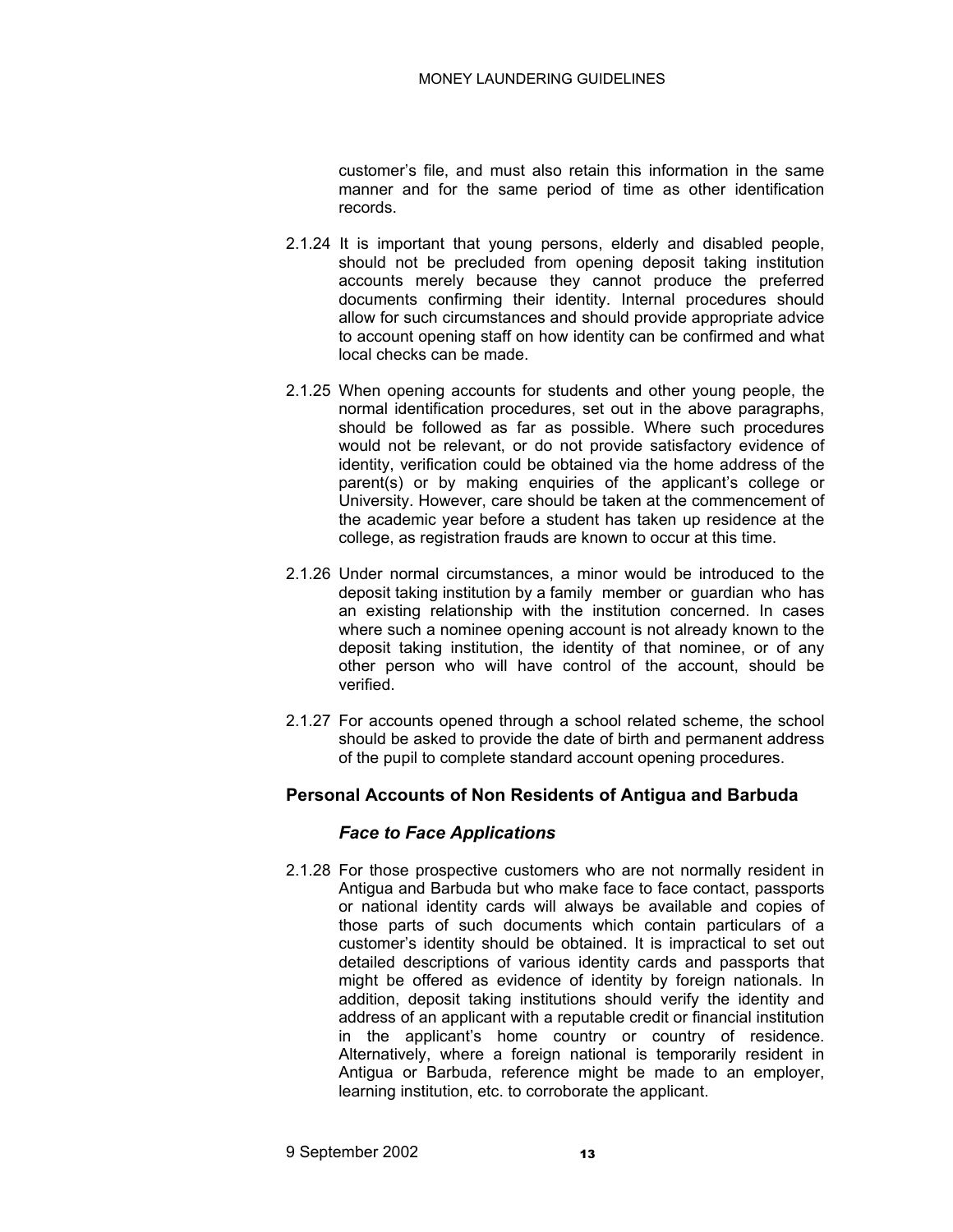customer's file, and must also retain this information in the same manner and for the same period of time as other identification records.

2.1.24 It is important that young persons, elderly and disabled people, should not be precluded from opening deposit taking institution accounts merely because they cannot produce the preferred documents confirming their identity. Internal procedures should allow for such circumstances and should provide appropriate advice to account opening staff on how identity can be confirmed and what local checks can be made.

2.1.25 When opening accounts for students and other young people, the normal identification procedures, set out in the above paragraphs, should be followed as far as possible. Where such procedures would not be relevant, or do not provide satisfactory evidence of identity, verification could be obtained via the home address of the parent(s) or by making enquiries of the applicant's college or University. However, care should be taken at the commencement of the academic year before a student has taken up residence at the college, as registration frauds are known to occur at this time.

2.1.26 Under normal circumstances, a minor would be introduced to the deposit taking institution by a family member or guardian who has an existing relationship with the institution concerned. In cases where such a nominee opening account is not already known to the deposit taking institution, the identity of that nominee, or of any other person who will have control of the account, should be verified.

2.1.27 For accounts opened through a school related scheme, the school should be asked to provide the date of birth and permanent address of the pupil to complete standard account opening procedures.

### Personal Accounts of Non Residents of Antigua and Barbuda

#### *Face to Face Applications*

2.1.28 For those prospective customers who are not normally resident in Antigua and Barbuda but who make face to face contact, passports or national identity cards will always be available and copies of those parts of such documents which contain particulars of a customer's identity should be obtained. It is impractical to set out detailed descriptions of various identity cards and passports that might be offered as evidence of identity by foreign nationals. In addition, deposit taking institutions should verify the identity and address of an applicant with a reputable credit or financial institution in the applicant's home country or country of residence. Alternatively, where a foreign national is temporarily resident in Antigua or Barbuda, reference might be made to an employer, learning institution, etc. to corroborate the applicant.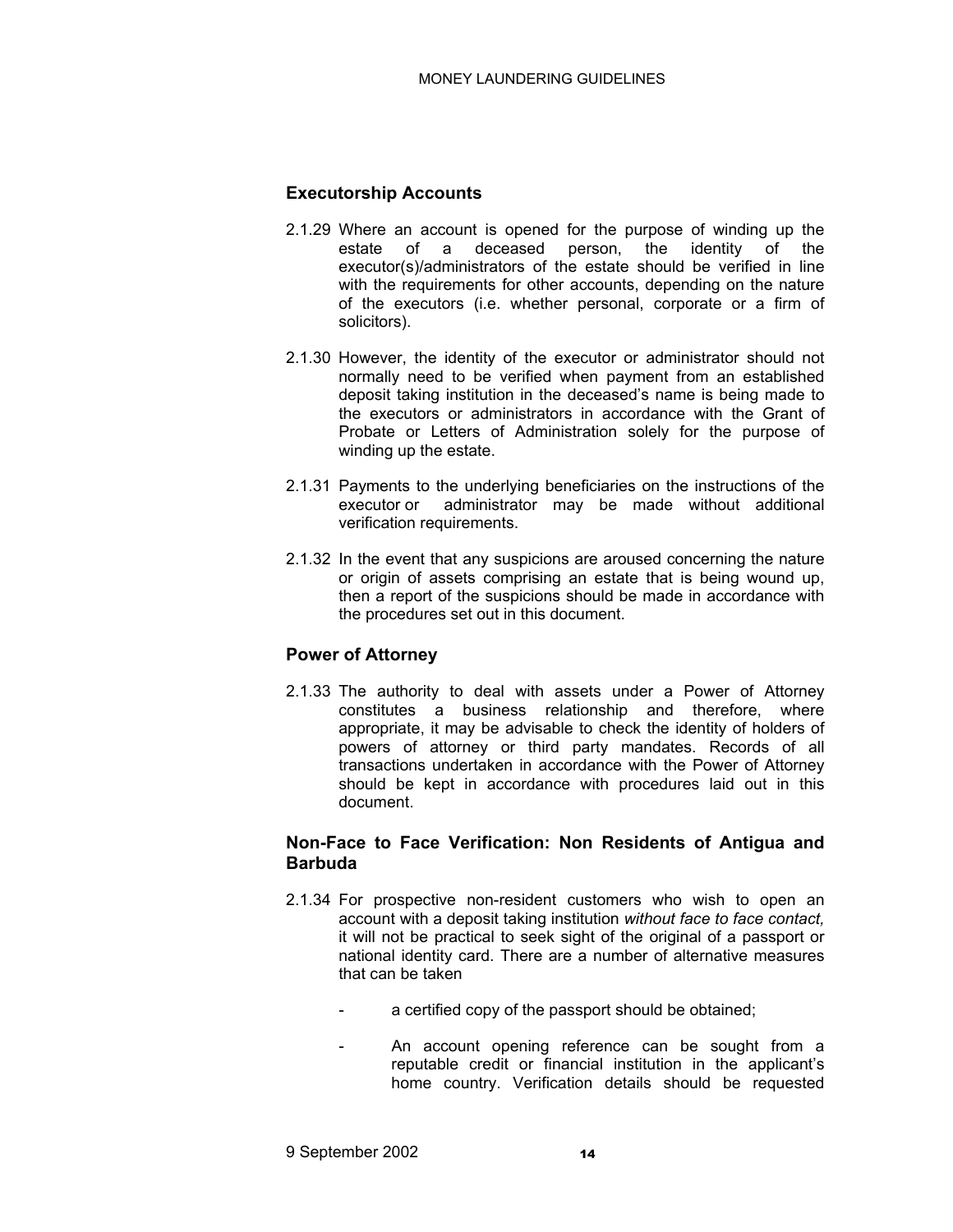### Executorship Accounts

2.1.29 Where an account is opened for the purpose of winding up the estate of a deceased person, the identity of the executor(s)/administrators of the estate should be verified in line with the requirements for other accounts, depending on the nature of the executors (i.e. whether personal, corporate or a firm of solicitors).

2.1.30 However, the identity of the executor or administrator should not normally need to be verified when payment from an established deposit taking institution in the deceased's name is being made to the executors or administrators in accordance with the Grant of Probate or Letters of Administration solely for the purpose of winding up the estate.

2.1.31 Payments to the underlying beneficiaries on the instructions of the executor or administrator may be made without additional verification requirements.

2.1.32 In the event that any suspicions are aroused concerning the nature or origin of assets comprising an estate that is being wound up, then a report of the suspicions should be made in accordance with the procedures set out in this document.

### Power of Attorney

2.1.33 The authority to deal with assets under a Power of Attorney constitutes a business relationship and therefore, where appropriate, it may be advisable to check the identity of holders of powers of attorney or third party mandates. Records of all transactions undertaken in accordance with the Power of Attorney should be kept in accordance with procedures laid out in this document.

### Non-Face to Face Verification: Non Residents of Antigua and Barbuda

2.1.34 For prospective non-resident customers who wish to open an account with a deposit taking institution *without face to face contact,* it will not be practical to seek sight of the original of a passport or national identity card. There are a number of alternative measures that can be taken

- a certified copy of the passport should be obtained;
- An account opening reference can be sought from a reputable credit or financial institution in the applicant's home country. Verification details should be requested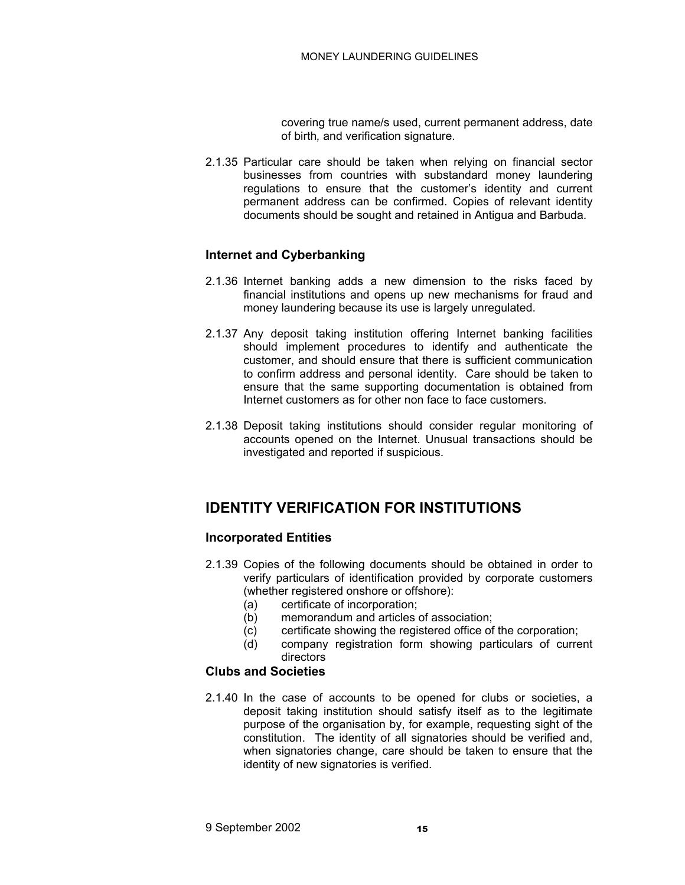covering true name/s used, current permanent address, date of birth, and verification signature.

2.1.35 Particular care should be taken when relying on financial sector businesses from countries with substandard money laundering regulations to ensure that the customer's identity and current permanent address can be confirmed. Copies of relevant identity documents should be sought and retained in Antigua and Barbuda.

### Internet and Cyberbanking

2.1.36 Internet banking adds a new dimension to the risks faced by financial institutions and opens up new mechanisms for fraud and money laundering because its use is largely unregulated.

2.1.37 Any deposit taking institution offering Internet banking facilities should implement procedures to identify and authenticate the customer, and should ensure that there is sufficient communication to confirm address and personal identity. Care should be taken to ensure that the same supporting documentation is obtained from Internet customers as for other non face to face customers.

2.1.38 Deposit taking institutions should consider regular monitoring of accounts opened on the Internet. Unusual transactions should be investigated and reported if suspicious.

## IDENTITY VERIFICATION FOR INSTITUTIONS

### Incorporated Entities

2.1.39 Copies of the following documents should be obtained in order to verify particulars of identification provided by corporate customers (whether registered onshore or offshore):

(a) certificate of incorporation;
(b) memorandum and articles of association;
(c) certificate showing the registered office of the corporation;
(d) company registration form showing particulars of current directors

### Clubs and Societies

2.1.40 In the case of accounts to be opened for clubs or societies, a deposit taking institution should satisfy itself as to the legitimate purpose of the organisation by, for example, requesting sight of the constitution. The identity of all signatories should be verified and, when signatories change, care should be taken to ensure that the identity of new signatories is verified.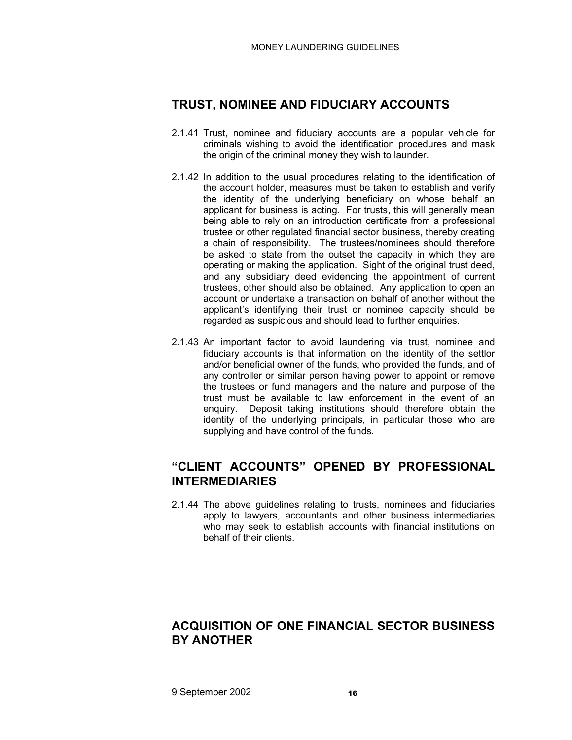## TRUST, NOMINEE AND FIDUCIARY ACCOUNTS

2.1.41 Trust, nominee and fiduciary accounts are a popular vehicle for criminals wishing to avoid the identification procedures and mask the origin of the criminal money they wish to launder.

2.1.42 In addition to the usual procedures relating to the identification of the account holder, measures must be taken to establish and verify the identity of the underlying beneficiary on whose behalf an applicant for business is acting. For trusts, this will generally mean being able to rely on an introduction certificate from a professional trustee or other regulated financial sector business, thereby creating a chain of responsibility. The trustees/nominees should therefore be asked to state from the outset the capacity in which they are operating or making the application. Sight of the original trust deed, and any subsidiary deed evidencing the appointment of current trustees, other should also be obtained. Any application to open an account or undertake a transaction on behalf of another without the applicant's identifying their trust or nominee capacity should be regarded as suspicious and should lead to further enquiries.

2.1.43 An important factor to avoid laundering via trust, nominee and fiduciary accounts is that information on the identity of the settlor and/or beneficial owner of the funds, who provided the funds, and of any controller or similar person having power to appoint or remove the trustees or fund managers and the nature and purpose of the trust must be available to law enforcement in the event of an enquiry. Deposit taking institutions should therefore obtain the identity of the underlying principals, in particular those who are supplying and have control of the funds.

## "CLIENT ACCOUNTS" OPENED BY PROFESSIONAL INTERMEDIARIES

2.1.44 The above guidelines relating to trusts, nominees and fiduciaries apply to lawyers, accountants and other business intermediaries who may seek to establish accounts with financial institutions on behalf of their clients.

## ACQUISITION OF ONE FINANCIAL SECTOR BUSINESS BY ANOTHER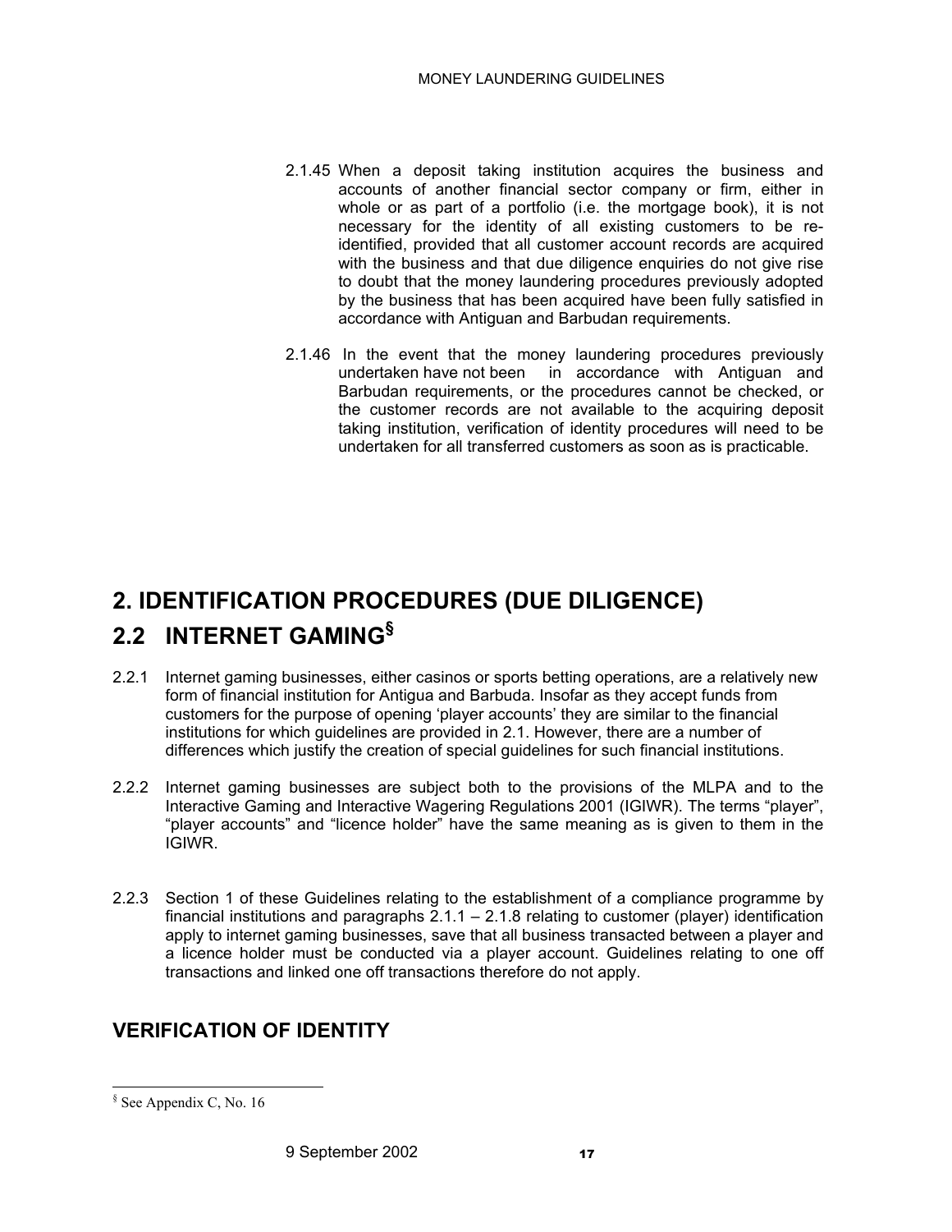2.1.45 When a deposit taking institution acquires the business and accounts of another financial sector company or firm, either in whole or as part of a portfolio (i.e. the mortgage book), it is not necessary for the identity of all existing customers to be re-identified, provided that all customer account records are acquired with the business and that due diligence enquiries do not give rise to doubt that the money laundering procedures previously adopted by the business that has been acquired have been fully satisfied in accordance with Antiguan and Barbudan requirements.

2.1.46 In the event that the money laundering procedures previously undertaken have not been in accordance with Antiguan and Barbudan requirements, or the procedures cannot be checked, or the customer records are not available to the acquiring deposit taking institution, verification of identity procedures will need to be undertaken for all transferred customers as soon as is practicable.

# 2. IDENTIFICATION PROCEDURES (DUE DILIGENCE)

# 2.2 INTERNET GAMING[§]

2.2.1 Internet gaming businesses, either casinos or sports betting operations, are a relatively new form of financial institution for Antigua and Barbuda. Insofar as they accept funds from customers for the purpose of opening 'player accounts' they are similar to the financial institutions for which guidelines are provided in 2.1. However, there are a number of differences which justify the creation of special guidelines for such financial institutions.

2.2.2 Internet gaming businesses are subject both to the provisions of the MLPA and to the Interactive Gaming and Interactive Wagering Regulations 2001 (IGIWR). The terms "player", "player accounts" and "licence holder" have the same meaning as is given to them in the IGIWR.

2.2.3 Section 1 of these Guidelines relating to the establishment of a compliance programme by financial institutions and paragraphs 2.1.1 – 2.1.8 relating to customer (player) identification apply to internet gaming businesses, save that all business transacted between a player and a licence holder must be conducted via a player account. Guidelines relating to one off transactions and linked one off transactions therefore do not apply.

## VERIFICATION OF IDENTITY

[§] See Appendix C, No. 16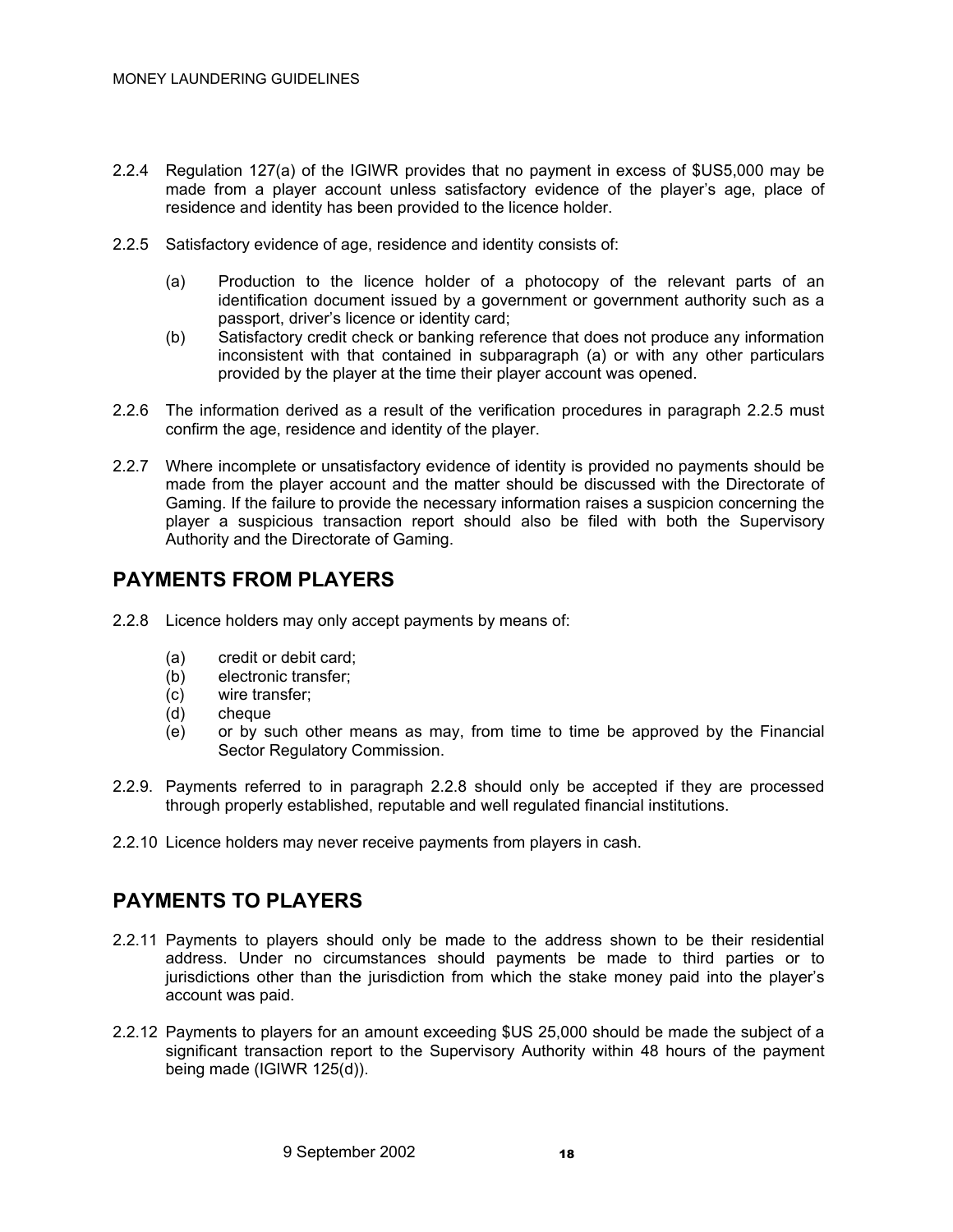2.2.4 Regulation 127(a) of the IGIWR provides that no payment in excess of $US5,000 may be made from a player account unless satisfactory evidence of the player's age, place of residence and identity has been provided to the licence holder.

2.2.5 Satisfactory evidence of age, residence and identity consists of:

(a) Production to the licence holder of a photocopy of the relevant parts of an identification document issued by a government or government authority such as a passport, driver's licence or identity card;

(b) Satisfactory credit check or banking reference that does not produce any information inconsistent with that contained in subparagraph (a) or with any other particulars provided by the player at the time their player account was opened.

2.2.6 The information derived as a result of the verification procedures in paragraph 2.2.5 must confirm the age, residence and identity of the player.

2.2.7 Where incomplete or unsatisfactory evidence of identity is provided no payments should be made from the player account and the matter should be discussed with the Directorate of Gaming. If the failure to provide the necessary information raises a suspicion concerning the player a suspicious transaction report should also be filed with both the Supervisory Authority and the Directorate of Gaming.

## PAYMENTS FROM PLAYERS

2.2.8 Licence holders may only accept payments by means of:

(a) credit or debit card;
(b) electronic transfer;
(c) wire transfer;
(d) cheque
(e) or by such other means as may, from time to time be approved by the Financial Sector Regulatory Commission.

2.2.9. Payments referred to in paragraph 2.2.8 should only be accepted if they are processed through properly established, reputable and well regulated financial institutions.

2.2.10 Licence holders may never receive payments from players in cash.

## PAYMENTS TO PLAYERS

2.2.11 Payments to players should only be made to the address shown to be their residential address. Under no circumstances should payments be made to third parties or to jurisdictions other than the jurisdiction from which the stake money paid into the player's account was paid.

2.2.12 Payments to players for an amount exceeding $US 25,000 should be made the subject of a significant transaction report to the Supervisory Authority within 48 hours of the payment being made (IGIWR 125(d)).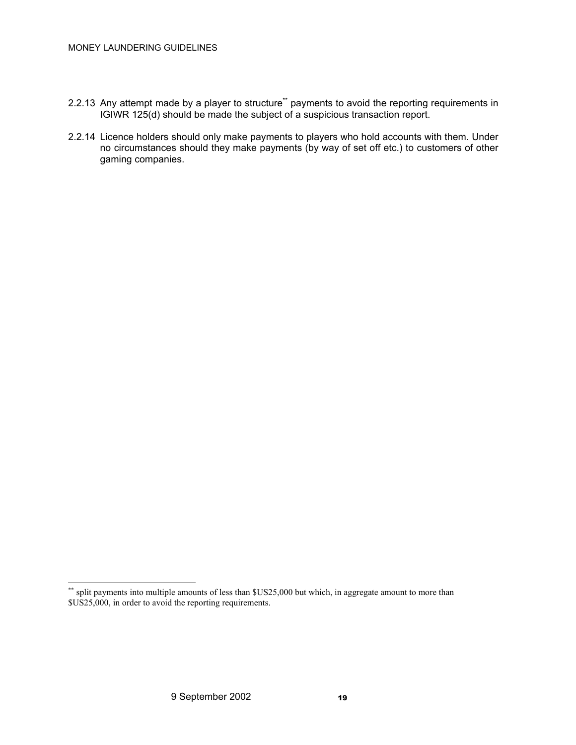2.2.13 Any attempt made by a player to structure[**] payments to avoid the reporting requirements in IGIWR 125(d) should be made the subject of a suspicious transaction report.

2.2.14 Licence holders should only make payments to players who hold accounts with them. Under no circumstances should they make payments (by way of set off etc.) to customers of other gaming companies.

---

[**] split payments into multiple amounts of less than $US25,000 but which, in aggregate amount to more than $US25,000, in order to avoid the reporting requirements.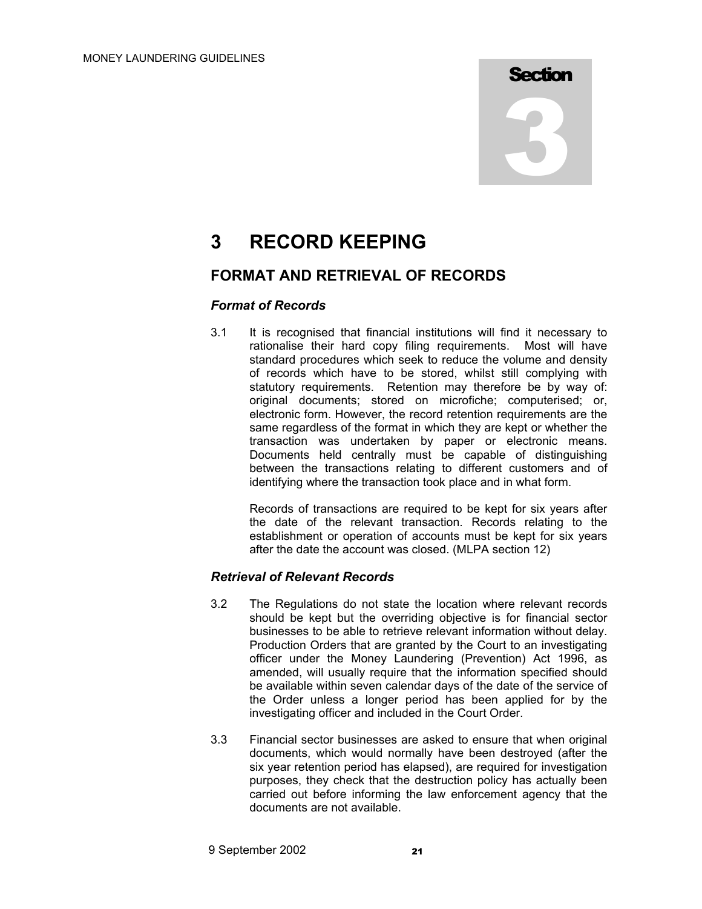# Section 3

# 3 RECORD KEEPING

## FORMAT AND RETRIEVAL OF RECORDS

### *Format of Records*

3.1 It is recognised that financial institutions will find it necessary to rationalise their hard copy filing requirements. Most will have standard procedures which seek to reduce the volume and density of records which have to be stored, whilst still complying with statutory requirements. Retention may therefore be by way of: original documents; stored on microfiche; computerised; or, electronic form. However, the record retention requirements are the same regardless of the format in which they are kept or whether the transaction was undertaken by paper or electronic means. Documents held centrally must be capable of distinguishing between the transactions relating to different customers and of identifying where the transaction took place and in what form.

Records of transactions are required to be kept for six years after the date of the relevant transaction. Records relating to the establishment or operation of accounts must be kept for six years after the date the account was closed. (MLPA section 12)

### *Retrieval of Relevant Records*

3.2 The Regulations do not state the location where relevant records should be kept but the overriding objective is for financial sector businesses to be able to retrieve relevant information without delay. Production Orders that are granted by the Court to an investigating officer under the Money Laundering (Prevention) Act 1996, as amended, will usually require that the information specified should be available within seven calendar days of the date of the service of the Order unless a longer period has been applied for by the investigating officer and included in the Court Order.

3.3 Financial sector businesses are asked to ensure that when original documents, which would normally have been destroyed (after the six year retention period has elapsed), are required for investigation purposes, they check that the destruction policy has actually been carried out before informing the law enforcement agency that the documents are not available.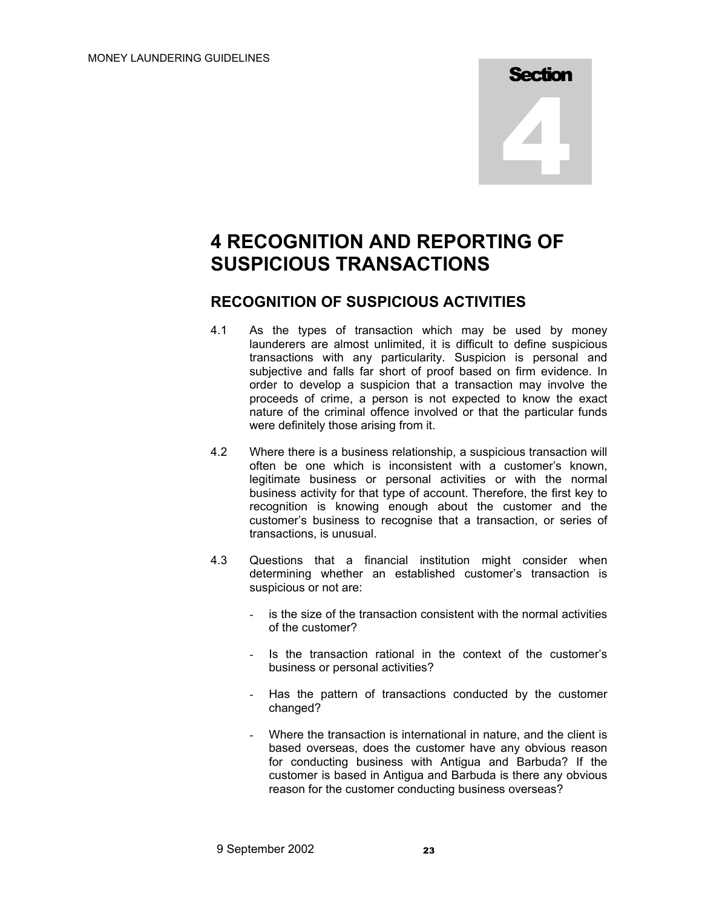# 4 RECOGNITION AND REPORTING OF SUSPICIOUS TRANSACTIONS

## RECOGNITION OF SUSPICIOUS ACTIVITIES

4.1 As the types of transaction which may be used by money launderers are almost unlimited, it is difficult to define suspicious transactions with any particularity. Suspicion is personal and subjective and falls far short of proof based on firm evidence. In order to develop a suspicion that a transaction may involve the proceeds of crime, a person is not expected to know the exact nature of the criminal offence involved or that the particular funds were definitely those arising from it.

4.2 Where there is a business relationship, a suspicious transaction will often be one which is inconsistent with a customer's known, legitimate business or personal activities or with the normal business activity for that type of account. Therefore, the first key to recognition is knowing enough about the customer and the customer's business to recognise that a transaction, or series of transactions, is unusual.

4.3 Questions that a financial institution might consider when determining whether an established customer's transaction is suspicious or not are:

- is the size of the transaction consistent with the normal activities of the customer?
- Is the transaction rational in the context of the customer's business or personal activities?
- Has the pattern of transactions conducted by the customer changed?
- Where the transaction is international in nature, and the client is based overseas, does the customer have any obvious reason for conducting business with Antigua and Barbuda? If the customer is based in Antigua and Barbuda is there any obvious reason for the customer conducting business overseas?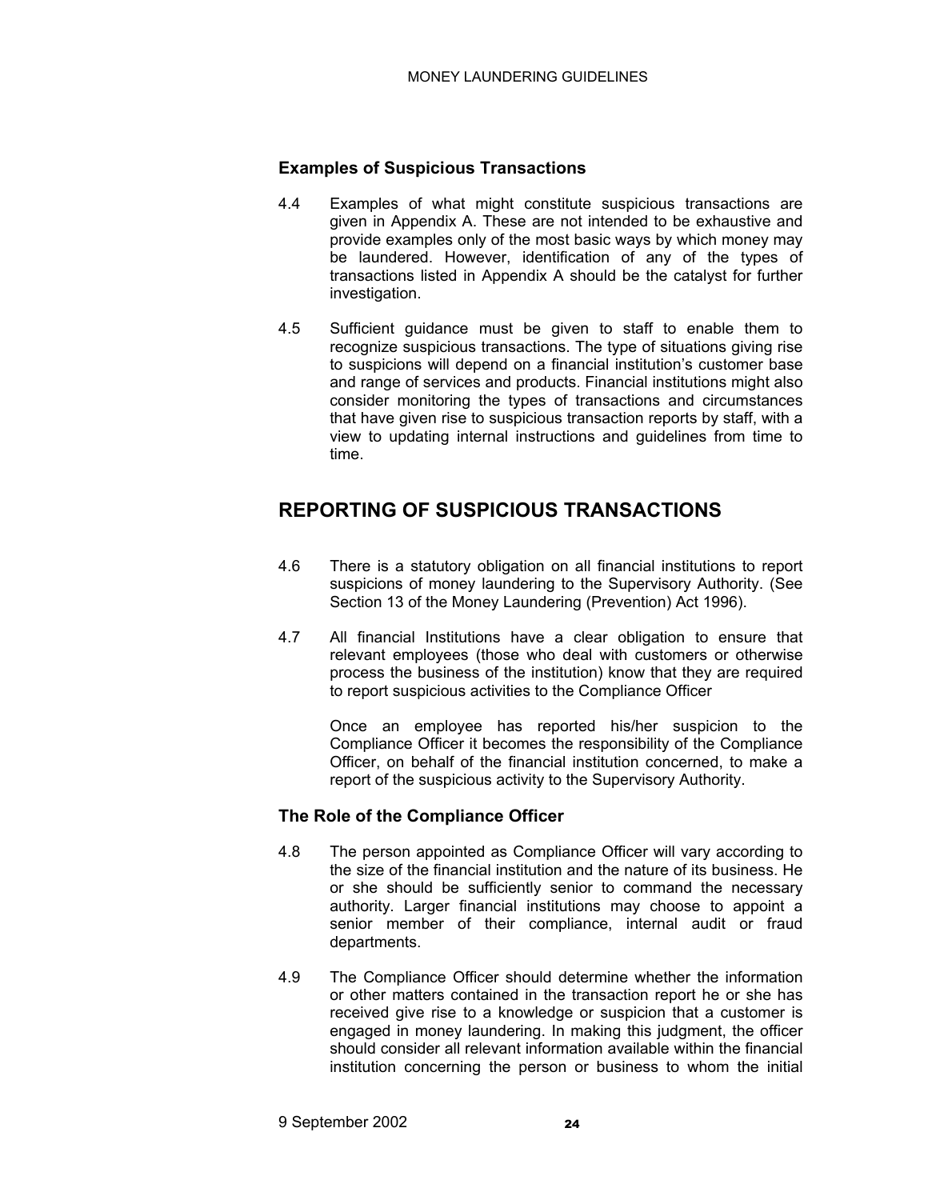### Examples of Suspicious Transactions

4.4 Examples of what might constitute suspicious transactions are given in Appendix A. These are not intended to be exhaustive and provide examples only of the most basic ways by which money may be laundered. However, identification of any of the types of transactions listed in Appendix A should be the catalyst for further investigation.

4.5 Sufficient guidance must be given to staff to enable them to recognize suspicious transactions. The type of situations giving rise to suspicions will depend on a financial institution's customer base and range of services and products. Financial institutions might also consider monitoring the types of transactions and circumstances that have given rise to suspicious transaction reports by staff, with a view to updating internal instructions and guidelines from time to time.

## REPORTING OF SUSPICIOUS TRANSACTIONS

4.6 There is a statutory obligation on all financial institutions to report suspicions of money laundering to the Supervisory Authority. (See Section 13 of the Money Laundering (Prevention) Act 1996).

4.7 All financial Institutions have a clear obligation to ensure that relevant employees (those who deal with customers or otherwise process the business of the institution) know that they are required to report suspicious activities to the Compliance Officer

Once an employee has reported his/her suspicion to the Compliance Officer it becomes the responsibility of the Compliance Officer, on behalf of the financial institution concerned, to make a report of the suspicious activity to the Supervisory Authority.

### The Role of the Compliance Officer

4.8 The person appointed as Compliance Officer will vary according to the size of the financial institution and the nature of its business. He or she should be sufficiently senior to command the necessary authority. Larger financial institutions may choose to appoint a senior member of their compliance, internal audit or fraud departments.

4.9 The Compliance Officer should determine whether the information or other matters contained in the transaction report he or she has received give rise to a knowledge or suspicion that a customer is engaged in money laundering. In making this judgment, the officer should consider all relevant information available within the financial institution concerning the person or business to whom the initial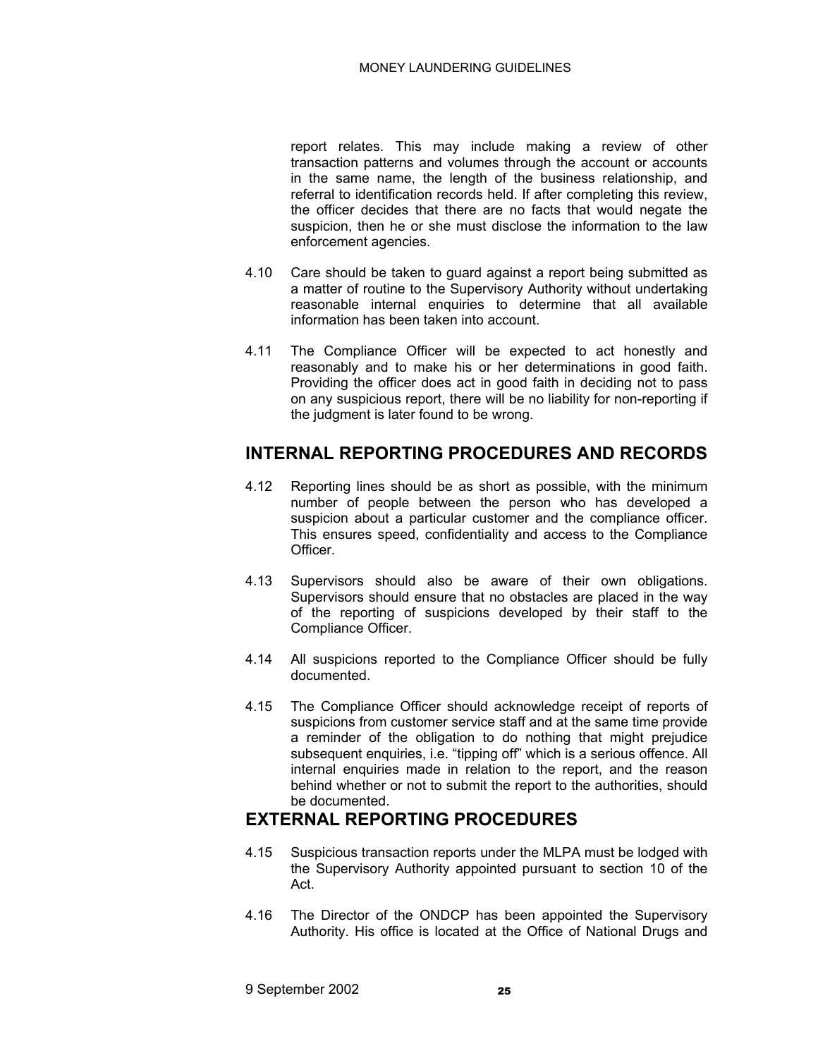report relates. This may include making a review of other transaction patterns and volumes through the account or accounts in the same name, the length of the business relationship, and referral to identification records held. If after completing this review, the officer decides that there are no facts that would negate the suspicion, then he or she must disclose the information to the law enforcement agencies.

4.10 Care should be taken to guard against a report being submitted as a matter of routine to the Supervisory Authority without undertaking reasonable internal enquiries to determine that all available information has been taken into account.

4.11 The Compliance Officer will be expected to act honestly and reasonably and to make his or her determinations in good faith. Providing the officer does act in good faith in deciding not to pass on any suspicious report, there will be no liability for non-reporting if the judgment is later found to be wrong.

## INTERNAL REPORTING PROCEDURES AND RECORDS

4.12 Reporting lines should be as short as possible, with the minimum number of people between the person who has developed a suspicion about a particular customer and the compliance officer. This ensures speed, confidentiality and access to the Compliance Officer.

4.13 Supervisors should also be aware of their own obligations. Supervisors should ensure that no obstacles are placed in the way of the reporting of suspicions developed by their staff to the Compliance Officer.

4.14 All suspicions reported to the Compliance Officer should be fully documented.

4.15 The Compliance Officer should acknowledge receipt of reports of suspicions from customer service staff and at the same time provide a reminder of the obligation to do nothing that might prejudice subsequent enquiries, i.e. "tipping off" which is a serious offence. All internal enquiries made in relation to the report, and the reason behind whether or not to submit the report to the authorities, should be documented.

## EXTERNAL REPORTING PROCEDURES

4.15 Suspicious transaction reports under the MLPA must be lodged with the Supervisory Authority appointed pursuant to section 10 of the Act.

4.16 The Director of the ONDCP has been appointed the Supervisory Authority. His office is located at the Office of National Drugs and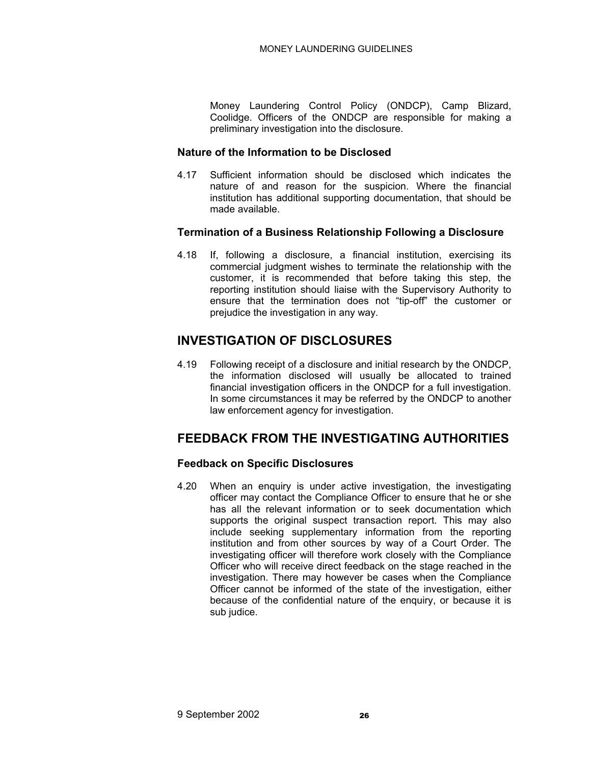Money Laundering Control Policy (ONDCP), Camp Blizard, Coolidge. Officers of the ONDCP are responsible for making a preliminary investigation into the disclosure.

### Nature of the Information to be Disclosed

4.17 Sufficient information should be disclosed which indicates the nature of and reason for the suspicion. Where the financial institution has additional supporting documentation, that should be made available.

### Termination of a Business Relationship Following a Disclosure

4.18 If, following a disclosure, a financial institution, exercising its commercial judgment wishes to terminate the relationship with the customer, it is recommended that before taking this step, the reporting institution should liaise with the Supervisory Authority to ensure that the termination does not "tip-off" the customer or prejudice the investigation in any way.

## INVESTIGATION OF DISCLOSURES

4.19 Following receipt of a disclosure and initial research by the ONDCP, the information disclosed will usually be allocated to trained financial investigation officers in the ONDCP for a full investigation. In some circumstances it may be referred by the ONDCP to another law enforcement agency for investigation.

## FEEDBACK FROM THE INVESTIGATING AUTHORITIES

### Feedback on Specific Disclosures

4.20 When an enquiry is under active investigation, the investigating officer may contact the Compliance Officer to ensure that he or she has all the relevant information or to seek documentation which supports the original suspect transaction report. This may also include seeking supplementary information from the reporting institution and from other sources by way of a Court Order. The investigating officer will therefore work closely with the Compliance Officer who will receive direct feedback on the stage reached in the investigation. There may however be cases when the Compliance Officer cannot be informed of the state of the investigation, either because of the confidential nature of the enquiry, or because it is sub judice.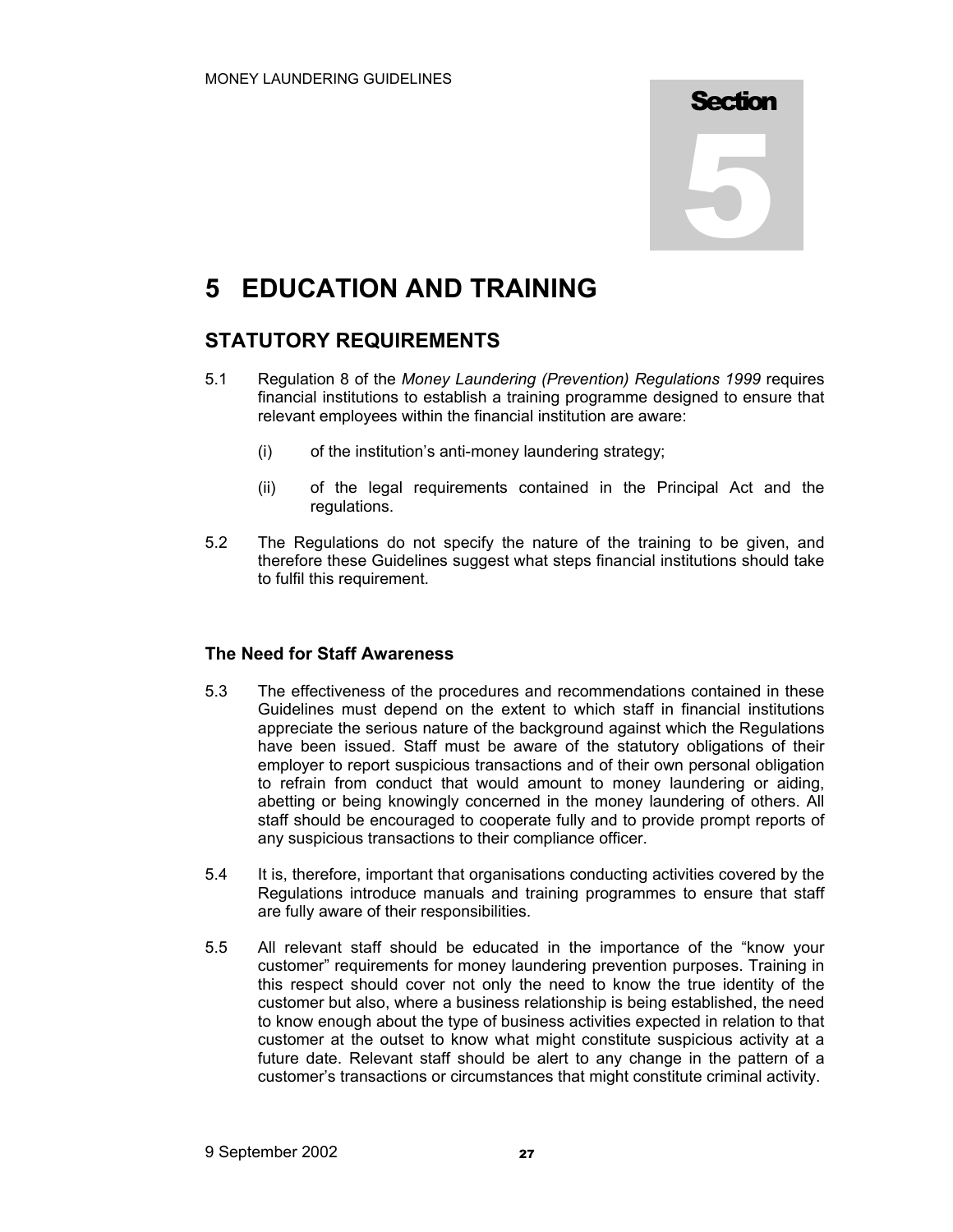Section 5

# 5 EDUCATION AND TRAINING

## STATUTORY REQUIREMENTS

5.1 Regulation 8 of the *Money Laundering (Prevention) Regulations 1999* requires financial institutions to establish a training programme designed to ensure that relevant employees within the financial institution are aware:

(i) of the institution's anti-money laundering strategy;

(ii) of the legal requirements contained in the Principal Act and the regulations.

5.2 The Regulations do not specify the nature of the training to be given, and therefore these Guidelines suggest what steps financial institutions should take to fulfil this requirement.

### The Need for Staff Awareness

5.3 The effectiveness of the procedures and recommendations contained in these Guidelines must depend on the extent to which staff in financial institutions appreciate the serious nature of the background against which the Regulations have been issued. Staff must be aware of the statutory obligations of their employer to report suspicious transactions and of their own personal obligation to refrain from conduct that would amount to money laundering or aiding, abetting or being knowingly concerned in the money laundering of others. All staff should be encouraged to cooperate fully and to provide prompt reports of any suspicious transactions to their compliance officer.

5.4 It is, therefore, important that organisations conducting activities covered by the Regulations introduce manuals and training programmes to ensure that staff are fully aware of their responsibilities.

5.5 All relevant staff should be educated in the importance of the "know your customer" requirements for money laundering prevention purposes. Training in this respect should cover not only the need to know the true identity of the customer but also, where a business relationship is being established, the need to know enough about the type of business activities expected in relation to that customer at the outset to know what might constitute suspicious activity at a future date. Relevant staff should be alert to any change in the pattern of a customer's transactions or circumstances that might constitute criminal activity.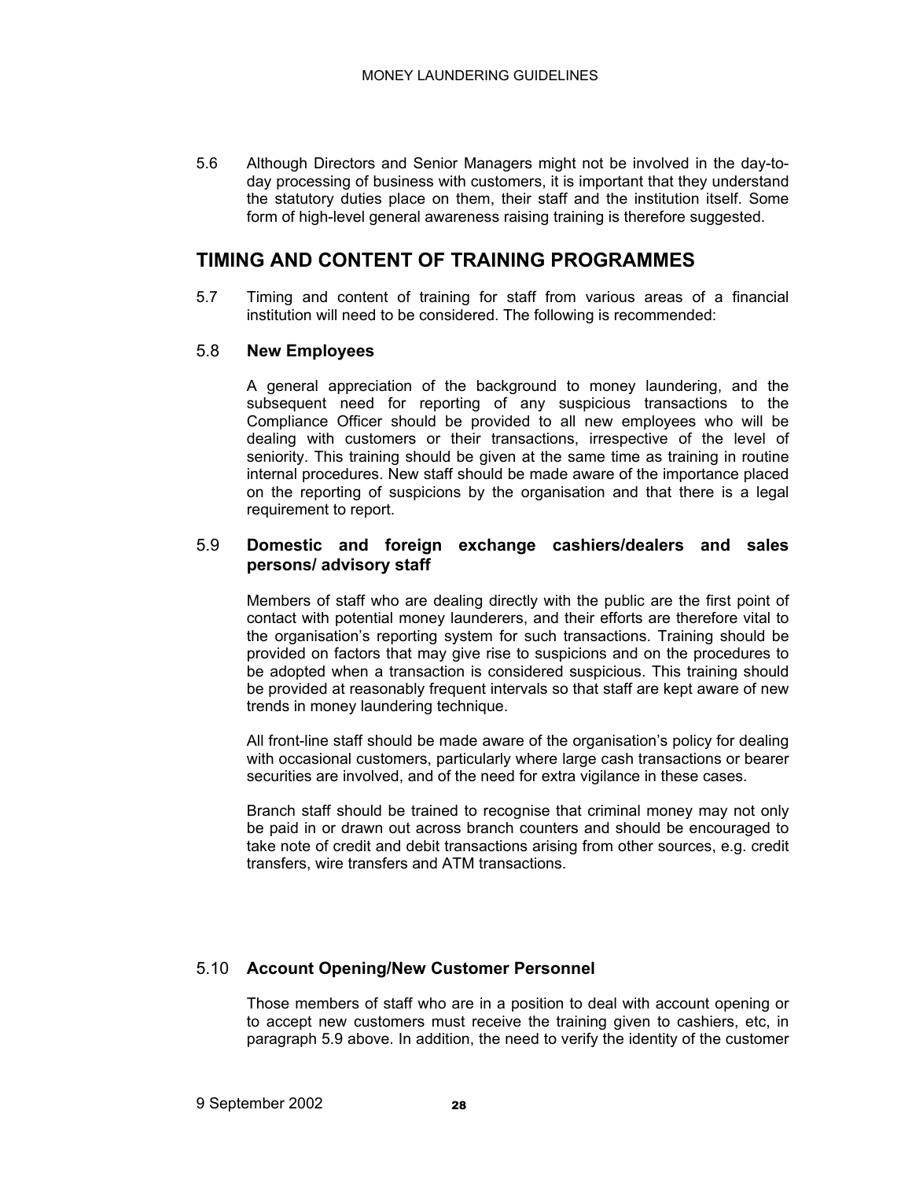5.6 Although Directors and Senior Managers might not be involved in the day-to-day processing of business with customers, it is important that they understand the statutory duties place on them, their staff and the institution itself. Some form of high-level general awareness raising training is therefore suggested.

## TIMING AND CONTENT OF TRAINING PROGRAMMES

5.7 Timing and content of training for staff from various areas of a financial institution will need to be considered. The following is recommended:

5.8 **New Employees**

A general appreciation of the background to money laundering, and the subsequent need for reporting of any suspicious transactions to the Compliance Officer should be provided to all new employees who will be dealing with customers or their transactions, irrespective of the level of seniority. This training should be given at the same time as training in routine internal procedures. New staff should be made aware of the importance placed on the reporting of suspicions by the organisation and that there is a legal requirement to report.

5.9 **Domestic and foreign exchange cashiers/dealers and sales persons/ advisory staff**

Members of staff who are dealing directly with the public are the first point of contact with potential money launderers, and their efforts are therefore vital to the organisation's reporting system for such transactions. Training should be provided on factors that may give rise to suspicions and on the procedures to be adopted when a transaction is considered suspicious. This training should be provided at reasonably frequent intervals so that staff are kept aware of new trends in money laundering technique.

All front-line staff should be made aware of the organisation's policy for dealing with occasional customers, particularly where large cash transactions or bearer securities are involved, and of the need for extra vigilance in these cases.

Branch staff should be trained to recognise that criminal money may not only be paid in or drawn out across branch counters and should be encouraged to take note of credit and debit transactions arising from other sources, e.g. credit transfers, wire transfers and ATM transactions.

5.10 **Account Opening/New Customer Personnel**

Those members of staff who are in a position to deal with account opening or to accept new customers must receive the training given to cashiers, etc, in paragraph 5.9 above. In addition, the need to verify the identity of the customer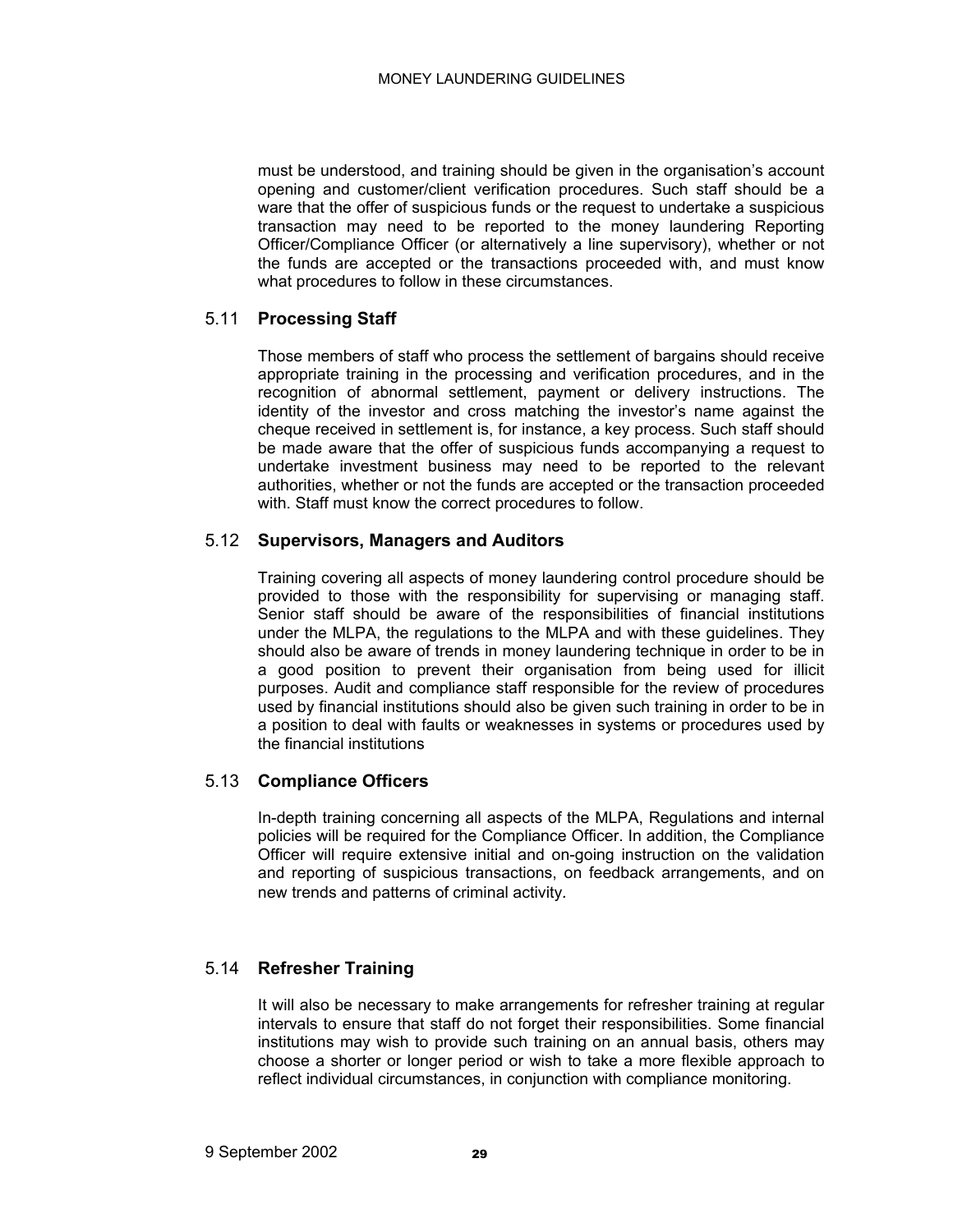must be understood, and training should be given in the organisation's account opening and customer/client verification procedures. Such staff should be a ware that the offer of suspicious funds or the request to undertake a suspicious transaction may need to be reported to the money laundering Reporting Officer/Compliance Officer (or alternatively a line supervisory), whether or not the funds are accepted or the transactions proceeded with, and must know what procedures to follow in these circumstances.

### 5.11 Processing Staff

Those members of staff who process the settlement of bargains should receive appropriate training in the processing and verification procedures, and in the recognition of abnormal settlement, payment or delivery instructions. The identity of the investor and cross matching the investor's name against the cheque received in settlement is, for instance, a key process. Such staff should be made aware that the offer of suspicious funds accompanying a request to undertake investment business may need to be reported to the relevant authorities, whether or not the funds are accepted or the transaction proceeded with. Staff must know the correct procedures to follow.

### 5.12 Supervisors, Managers and Auditors

Training covering all aspects of money laundering control procedure should be provided to those with the responsibility for supervising or managing staff. Senior staff should be aware of the responsibilities of financial institutions under the MLPA, the regulations to the MLPA and with these guidelines. They should also be aware of trends in money laundering technique in order to be in a good position to prevent their organisation from being used for illicit purposes. Audit and compliance staff responsible for the review of procedures used by financial institutions should also be given such training in order to be in a position to deal with faults or weaknesses in systems or procedures used by the financial institutions

### 5.13 Compliance Officers

In-depth training concerning all aspects of the MLPA, Regulations and internal policies will be required for the Compliance Officer. In addition, the Compliance Officer will require extensive initial and on-going instruction on the validation and reporting of suspicious transactions, on feedback arrangements, and on new trends and patterns of criminal activity.

### 5.14 Refresher Training

It will also be necessary to make arrangements for refresher training at regular intervals to ensure that staff do not forget their responsibilities. Some financial institutions may wish to provide such training on an annual basis, others may choose a shorter or longer period or wish to take a more flexible approach to reflect individual circumstances, in conjunction with compliance monitoring.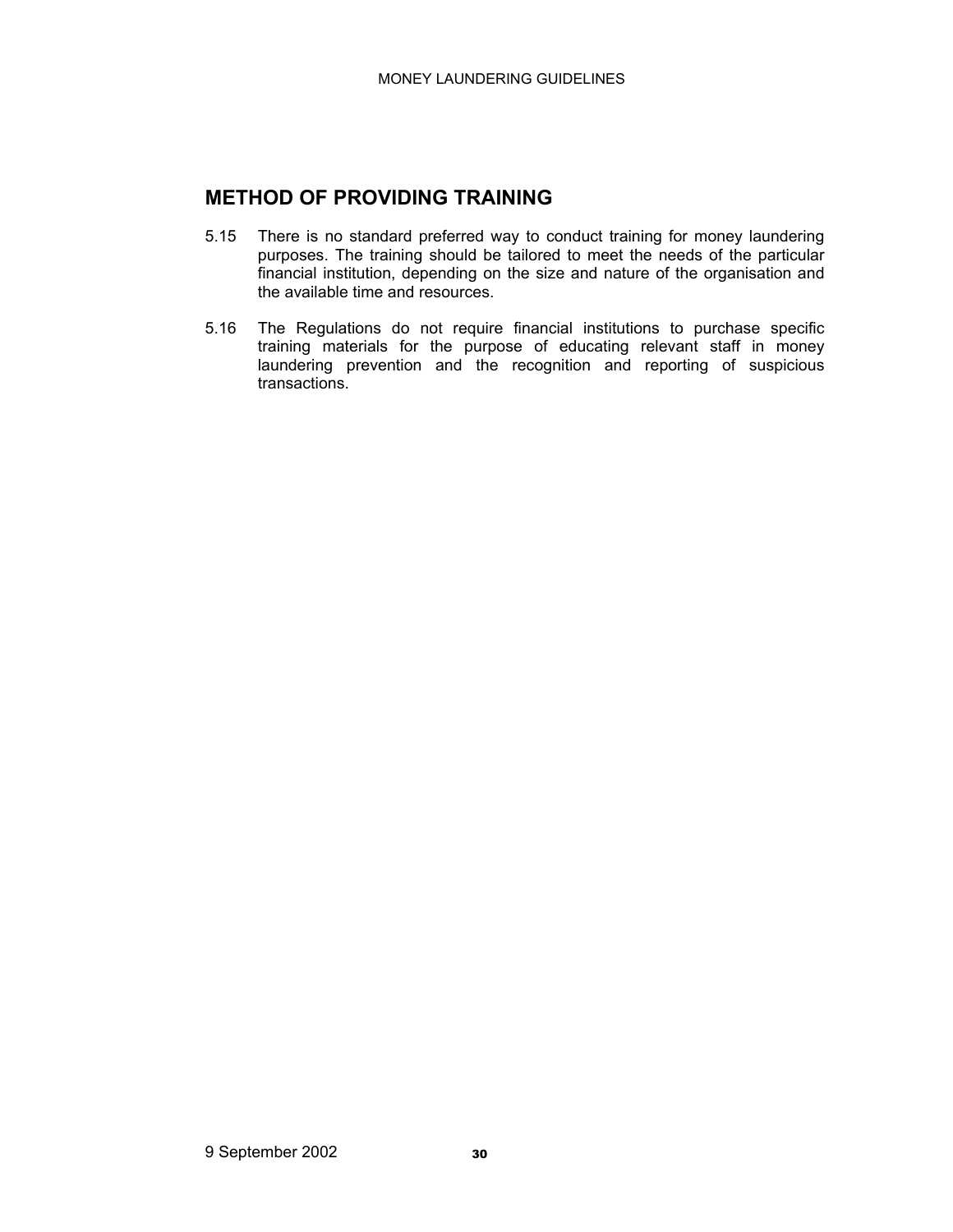## METHOD OF PROVIDING TRAINING

5.15 There is no standard preferred way to conduct training for money laundering purposes. The training should be tailored to meet the needs of the particular financial institution, depending on the size and nature of the organisation and the available time and resources.

5.16 The Regulations do not require financial institutions to purchase specific training materials for the purpose of educating relevant staff in money laundering prevention and the recognition and reporting of suspicious transactions.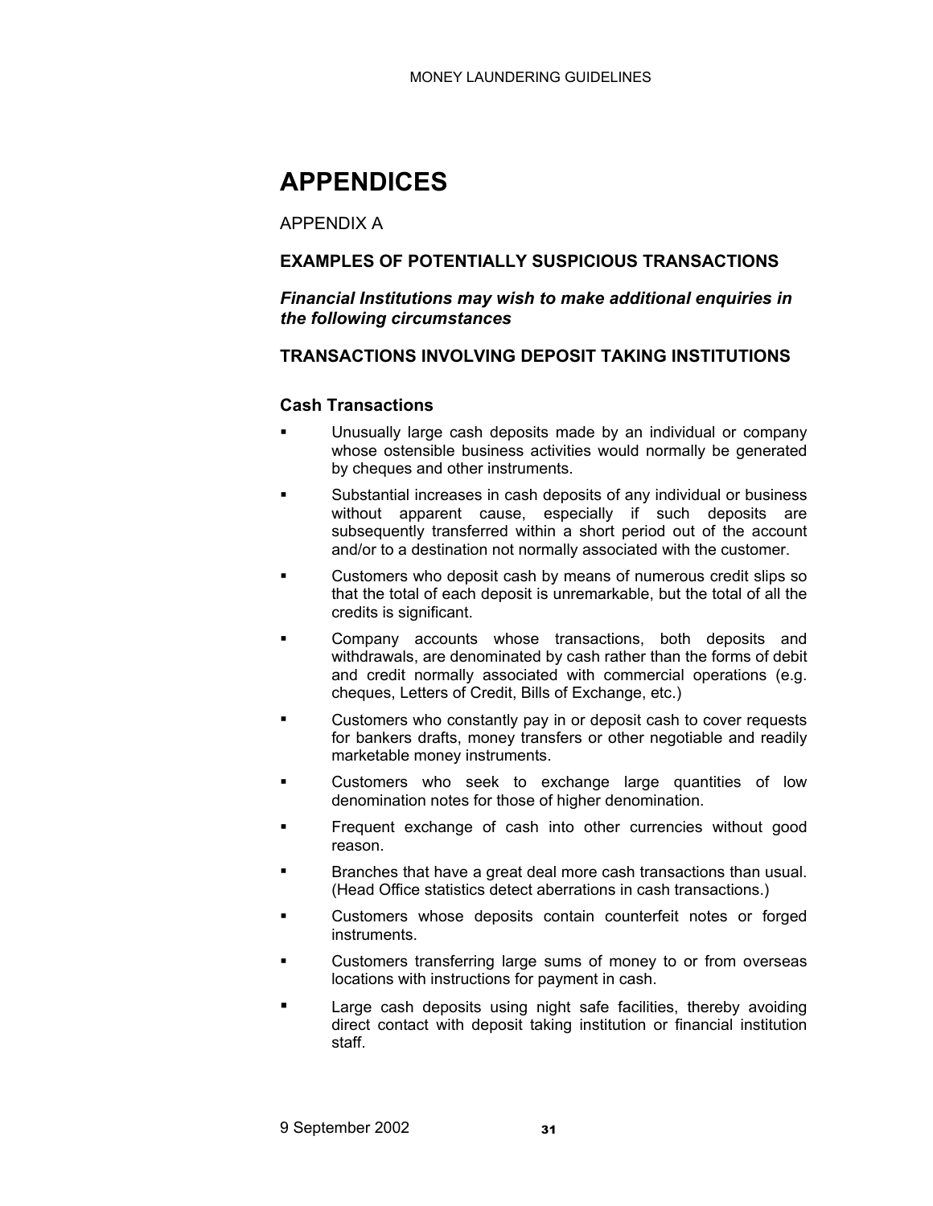# APPENDICES

APPENDIX A

### EXAMPLES OF POTENTIALLY SUSPICIOUS TRANSACTIONS

***Financial Institutions may wish to make additional enquiries in the following circumstances***

### TRANSACTIONS INVOLVING DEPOSIT TAKING INSTITUTIONS

#### Cash Transactions

- Unusually large cash deposits made by an individual or company whose ostensible business activities would normally be generated by cheques and other instruments.
- Substantial increases in cash deposits of any individual or business without apparent cause, especially if such deposits are subsequently transferred within a short period out of the account and/or to a destination not normally associated with the customer.
- Customers who deposit cash by means of numerous credit slips so that the total of each deposit is unremarkable, but the total of all the credits is significant.
- Company accounts whose transactions, both deposits and withdrawals, are denominated by cash rather than the forms of debit and credit normally associated with commercial operations (e.g. cheques, Letters of Credit, Bills of Exchange, etc.)
- Customers who constantly pay in or deposit cash to cover requests for bankers drafts, money transfers or other negotiable and readily marketable money instruments.
- Customers who seek to exchange large quantities of low denomination notes for those of higher denomination.
- Frequent exchange of cash into other currencies without good reason.
- Branches that have a great deal more cash transactions than usual. (Head Office statistics detect aberrations in cash transactions.)
- Customers whose deposits contain counterfeit notes or forged instruments.
- Customers transferring large sums of money to or from overseas locations with instructions for payment in cash.
- Large cash deposits using night safe facilities, thereby avoiding direct contact with deposit taking institution or financial institution staff.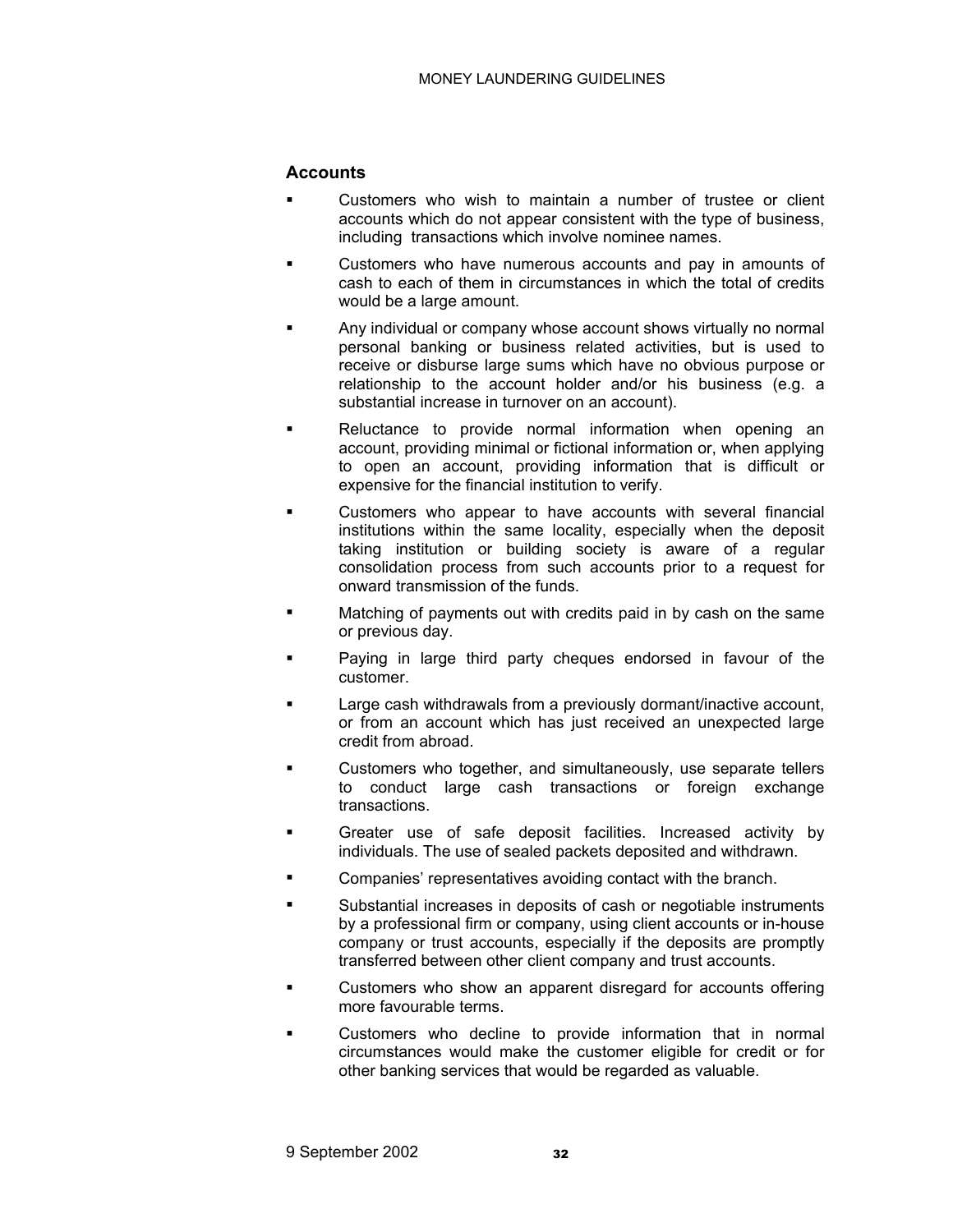### Accounts

- Customers who wish to maintain a number of trustee or client accounts which do not appear consistent with the type of business, including transactions which involve nominee names.
- Customers who have numerous accounts and pay in amounts of cash to each of them in circumstances in which the total of credits would be a large amount.
- Any individual or company whose account shows virtually no normal personal banking or business related activities, but is used to receive or disburse large sums which have no obvious purpose or relationship to the account holder and/or his business (e.g. a substantial increase in turnover on an account).
- Reluctance to provide normal information when opening an account, providing minimal or fictional information or, when applying to open an account, providing information that is difficult or expensive for the financial institution to verify.
- Customers who appear to have accounts with several financial institutions within the same locality, especially when the deposit taking institution or building society is aware of a regular consolidation process from such accounts prior to a request for onward transmission of the funds.
- Matching of payments out with credits paid in by cash on the same or previous day.
- Paying in large third party cheques endorsed in favour of the customer.
- Large cash withdrawals from a previously dormant/inactive account, or from an account which has just received an unexpected large credit from abroad.
- Customers who together, and simultaneously, use separate tellers to conduct large cash transactions or foreign exchange transactions.
- Greater use of safe deposit facilities. Increased activity by individuals. The use of sealed packets deposited and withdrawn.
- Companies' representatives avoiding contact with the branch.
- Substantial increases in deposits of cash or negotiable instruments by a professional firm or company, using client accounts or in-house company or trust accounts, especially if the deposits are promptly transferred between other client company and trust accounts.
- Customers who show an apparent disregard for accounts offering more favourable terms.
- Customers who decline to provide information that in normal circumstances would make the customer eligible for credit or for other banking services that would be regarded as valuable.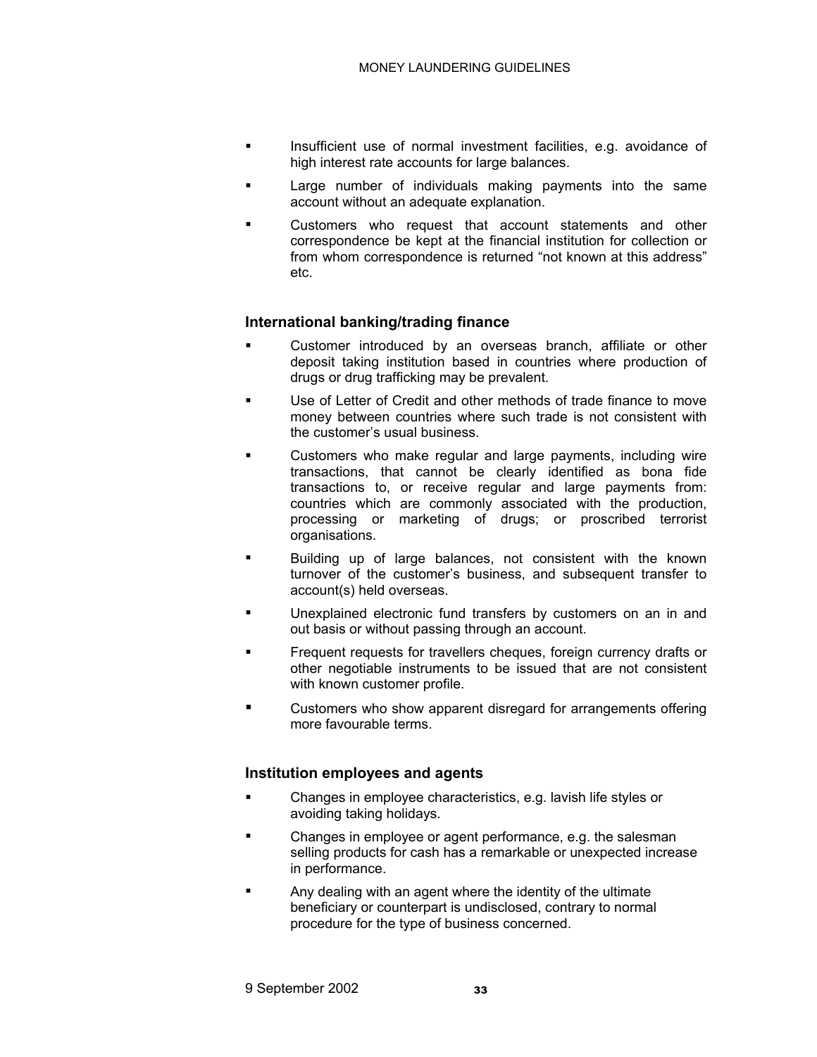- Insufficient use of normal investment facilities, e.g. avoidance of high interest rate accounts for large balances.
- Large number of individuals making payments into the same account without an adequate explanation.
- Customers who request that account statements and other correspondence be kept at the financial institution for collection or from whom correspondence is returned "not known at this address" etc.

### International banking/trading finance

- Customer introduced by an overseas branch, affiliate or other deposit taking institution based in countries where production of drugs or drug trafficking may be prevalent.
- Use of Letter of Credit and other methods of trade finance to move money between countries where such trade is not consistent with the customer's usual business.
- Customers who make regular and large payments, including wire transactions, that cannot be clearly identified as bona fide transactions to, or receive regular and large payments from: countries which are commonly associated with the production, processing or marketing of drugs; or proscribed terrorist organisations.
- Building up of large balances, not consistent with the known turnover of the customer's business, and subsequent transfer to account(s) held overseas.
- Unexplained electronic fund transfers by customers on an in and out basis or without passing through an account.
- Frequent requests for travellers cheques, foreign currency drafts or other negotiable instruments to be issued that are not consistent with known customer profile.
- Customers who show apparent disregard for arrangements offering more favourable terms.

### Institution employees and agents

- Changes in employee characteristics, e.g. lavish life styles or avoiding taking holidays.
- Changes in employee or agent performance, e.g. the salesman selling products for cash has a remarkable or unexpected increase in performance.
- Any dealing with an agent where the identity of the ultimate beneficiary or counterpart is undisclosed, contrary to normal procedure for the type of business concerned.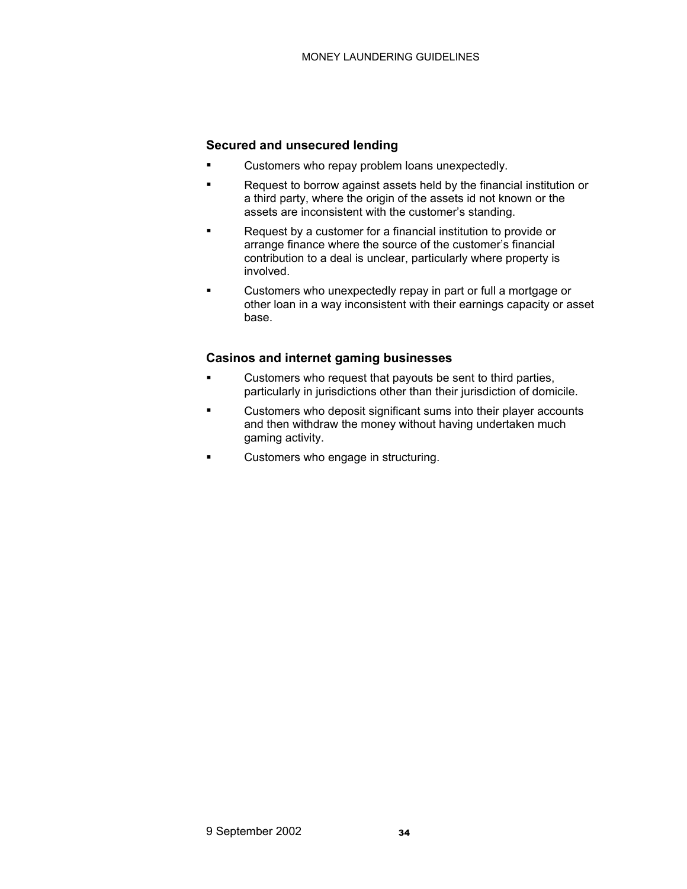### Secured and unsecured lending

- Customers who repay problem loans unexpectedly.
- Request to borrow against assets held by the financial institution or a third party, where the origin of the assets id not known or the assets are inconsistent with the customer's standing.
- Request by a customer for a financial institution to provide or arrange finance where the source of the customer's financial contribution to a deal is unclear, particularly where property is involved.
- Customers who unexpectedly repay in part or full a mortgage or other loan in a way inconsistent with their earnings capacity or asset base.

### Casinos and internet gaming businesses

- Customers who request that payouts be sent to third parties, particularly in jurisdictions other than their jurisdiction of domicile.
- Customers who deposit significant sums into their player accounts and then withdraw the money without having undertaken much gaming activity.
- Customers who engage in structuring.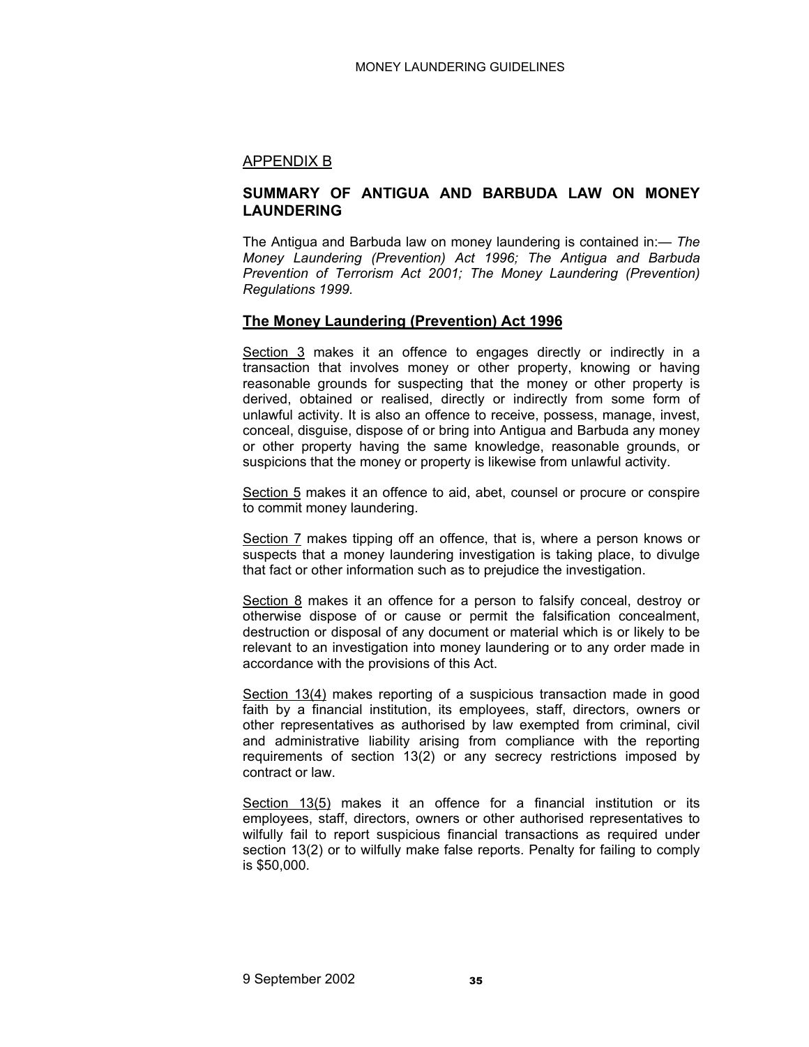## APPENDIX B

## SUMMARY OF ANTIGUA AND BARBUDA LAW ON MONEY LAUNDERING

The Antigua and Barbuda law on money laundering is contained in:— *The Money Laundering (Prevention) Act 1996; The Antigua and Barbuda Prevention of Terrorism Act 2001; The Money Laundering (Prevention) Regulations 1999.*

### The Money Laundering (Prevention) Act 1996

Section 3 makes it an offence to engages directly or indirectly in a transaction that involves money or other property, knowing or having reasonable grounds for suspecting that the money or other property is derived, obtained or realised, directly or indirectly from some form of unlawful activity. It is also an offence to receive, possess, manage, invest, conceal, disguise, dispose of or bring into Antigua and Barbuda any money or other property having the same knowledge, reasonable grounds, or suspicions that the money or property is likewise from unlawful activity.

Section 5 makes it an offence to aid, abet, counsel or procure or conspire to commit money laundering.

Section 7 makes tipping off an offence, that is, where a person knows or suspects that a money laundering investigation is taking place, to divulge that fact or other information such as to prejudice the investigation.

Section 8 makes it an offence for a person to falsify conceal, destroy or otherwise dispose of or cause or permit the falsification concealment, destruction or disposal of any document or material which is or likely to be relevant to an investigation into money laundering or to any order made in accordance with the provisions of this Act.

Section 13(4) makes reporting of a suspicious transaction made in good faith by a financial institution, its employees, staff, directors, owners or other representatives as authorised by law exempted from criminal, civil and administrative liability arising from compliance with the reporting requirements of section 13(2) or any secrecy restrictions imposed by contract or law.

Section 13(5) makes it an offence for a financial institution or its employees, staff, directors, owners or other authorised representatives to wilfully fail to report suspicious financial transactions as required under section 13(2) or to wilfully make false reports. Penalty for failing to comply is $50,000.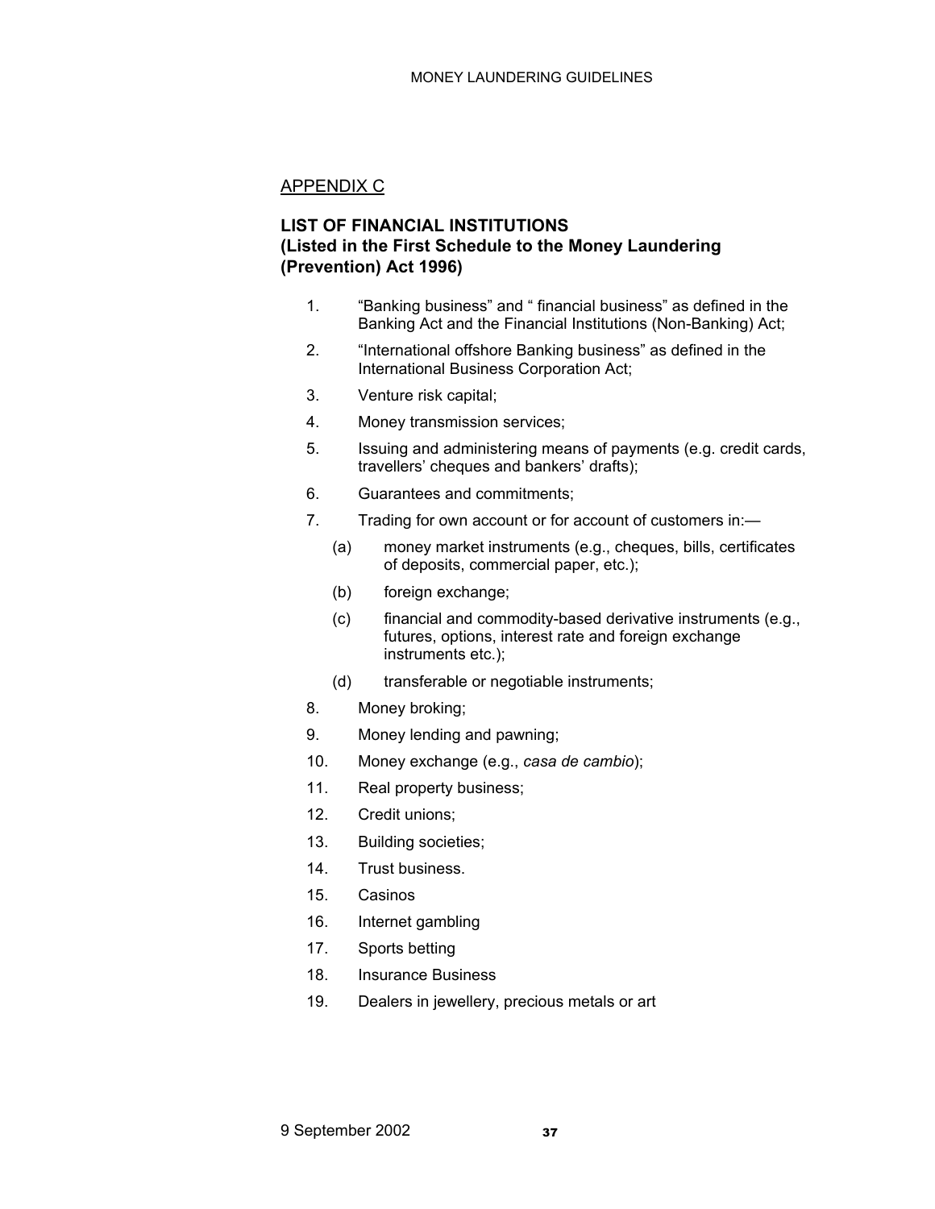## APPENDIX C

**LIST OF FINANCIAL INSTITUTIONS**
**(Listed in the First Schedule to the Money Laundering (Prevention) Act 1996)**

1. "Banking business" and " financial business" as defined in the Banking Act and the Financial Institutions (Non-Banking) Act;
2. "International offshore Banking business" as defined in the International Business Corporation Act;
3. Venture risk capital;
4. Money transmission services;
5. Issuing and administering means of payments (e.g. credit cards, travellers' cheques and bankers' drafts);
6. Guarantees and commitments;
7. Trading for own account or for account of customers in:—
   - (a) money market instruments (e.g., cheques, bills, certificates of deposits, commercial paper, etc.);
   - (b) foreign exchange;
   - (c) financial and commodity-based derivative instruments (e.g., futures, options, interest rate and foreign exchange instruments etc.);
   - (d) transferable or negotiable instruments;
8. Money broking;
9. Money lending and pawning;
10. Money exchange (e.g., *casa de cambio*);
11. Real property business;
12. Credit unions;
13. Building societies;
14. Trust business.
15. Casinos
16. Internet gambling
17. Sports betting
18. Insurance Business
19. Dealers in jewellery, precious metals or art